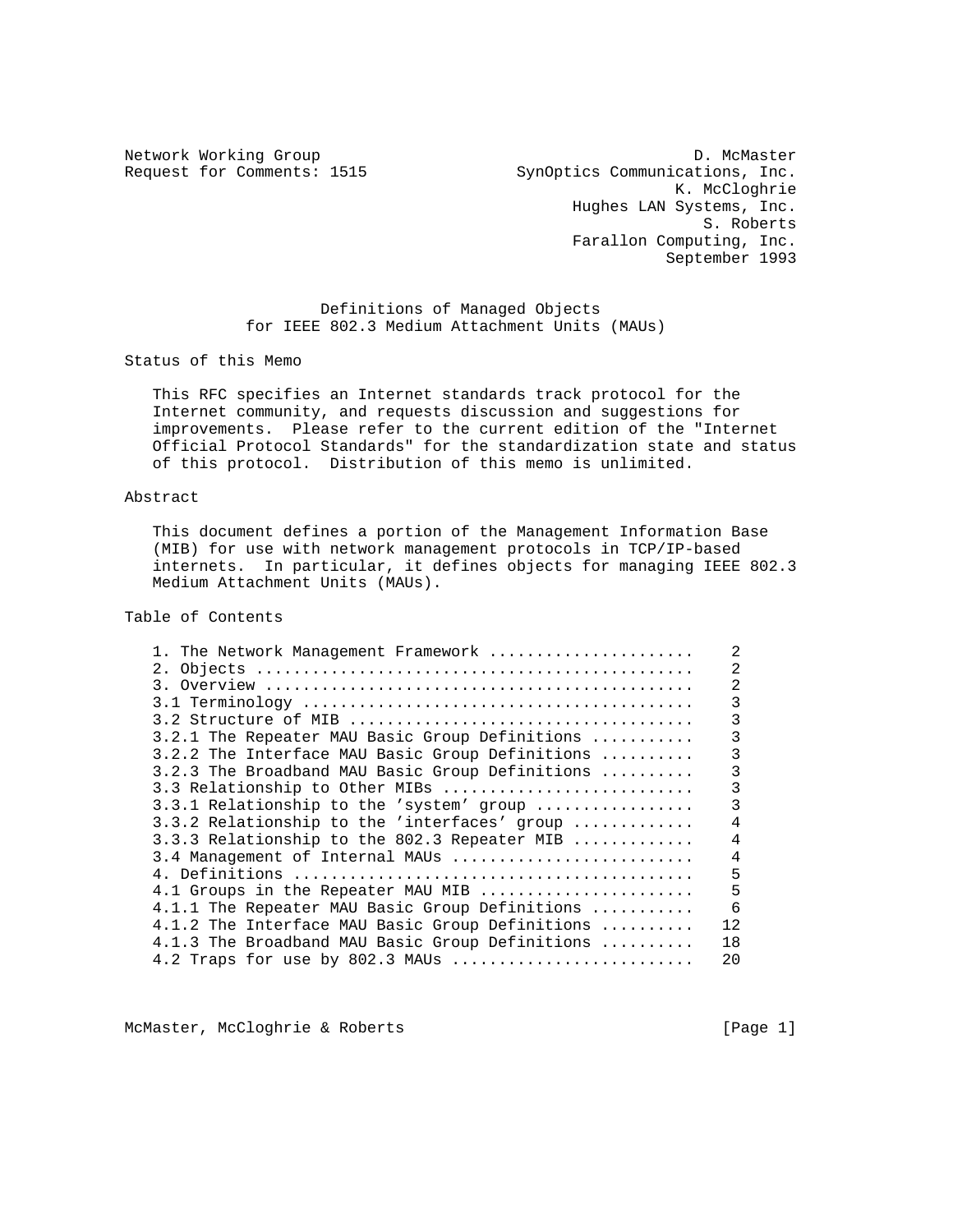Network Working Group                                         D. McMaster
Request for Comments: 1515                SynOptics Communications, Inc.
                                                            K. McCloghrie
                                                   Hughes LAN Systems, Inc.
                                                               S. Roberts
                                                   Farallon Computing, Inc.
                                                           September 1993

# Definitions of Managed Objects for IEEE 802.3 Medium Attachment Units (MAUs)

## Status of this Memo

This RFC specifies an Internet standards track protocol for the Internet community, and requests discussion and suggestions for improvements. Please refer to the current edition of the "Internet Official Protocol Standards" for the standardization state and status of this protocol. Distribution of this memo is unlimited.

## Abstract

This document defines a portion of the Management Information Base (MIB) for use with network management protocols in TCP/IP-based internets. In particular, it defines objects for managing IEEE 802.3 Medium Attachment Units (MAUs).

## Table of Contents

```
1. The Network Management Framework ......................    2
2. Objects ...............................................    2
3. Overview ..............................................    2
3.1 Terminology ..........................................    3
3.2 Structure of MIB .....................................    3
3.2.1 The Repeater MAU Basic Group Definitions ...........    3
3.2.2 The Interface MAU Basic Group Definitions ..........    3
3.2.3 The Broadband MAU Basic Group Definitions ..........    3
3.3 Relationship to Other MIBs ...........................    3
3.3.1 Relationship to the 'system' group .................    3
3.3.2 Relationship to the 'interfaces' group .............    4
3.3.3 Relationship to the 802.3 Repeater MIB .............    4
3.4 Management of Internal MAUs ..........................    4
4. Definitions ...........................................    5
4.1 Groups in the Repeater MAU MIB .......................    5
4.1.1 The Repeater MAU Basic Group Definitions ...........    6
4.1.2 The Interface MAU Basic Group Definitions ..........   12
4.1.3 The Broadband MAU Basic Group Definitions ..........   18
4.2 Traps for use by 802.3 MAUs ..........................   20
```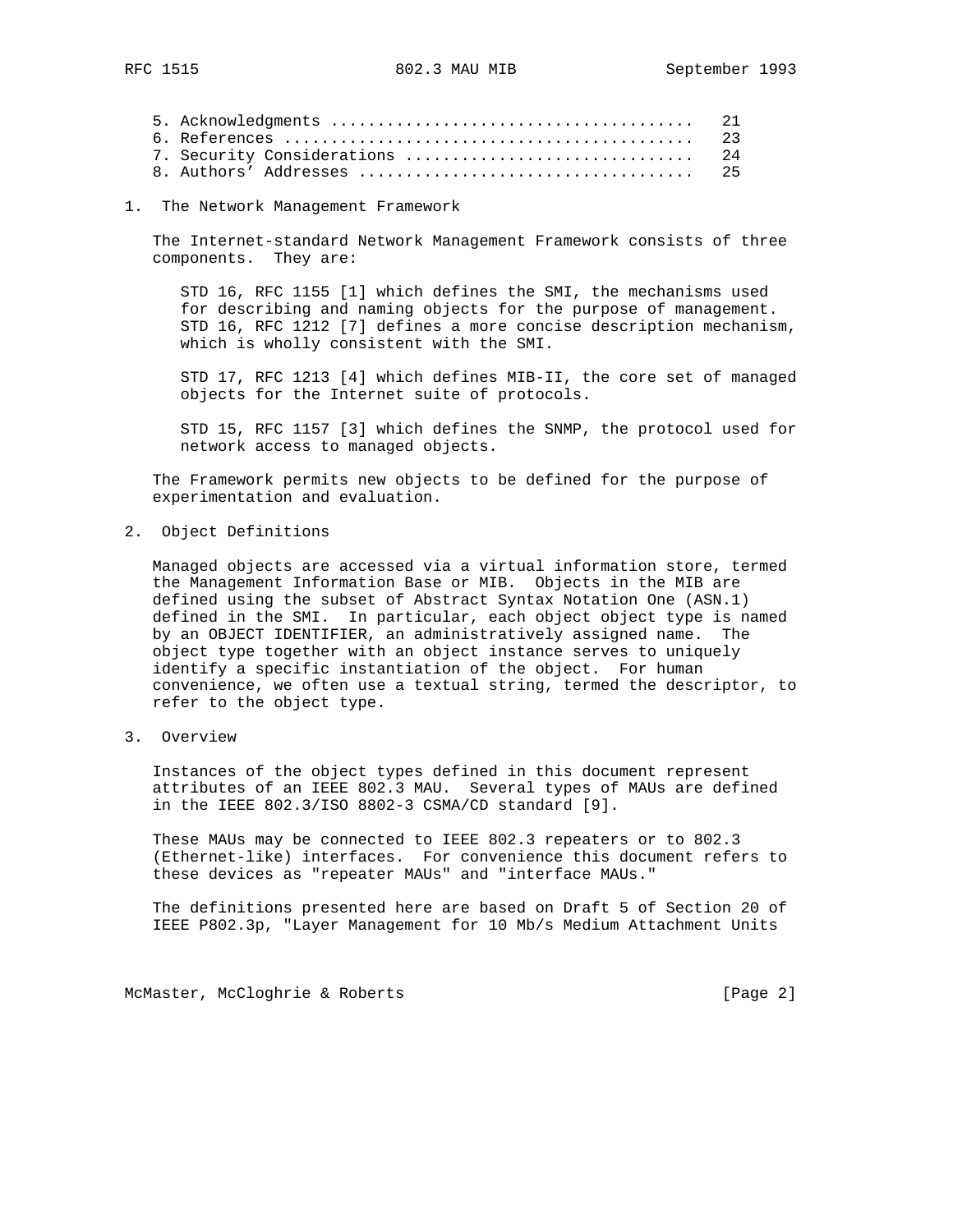5. Acknowledgments ...................................... 21
6. References ........................................... 23
7. Security Considerations .............................. 24
8. Authors' Addresses ................................... 25

## 1. The Network Management Framework

The Internet-standard Network Management Framework consists of three components. They are:

STD 16, RFC 1155 [1] which defines the SMI, the mechanisms used for describing and naming objects for the purpose of management. STD 16, RFC 1212 [7] defines a more concise description mechanism, which is wholly consistent with the SMI.

STD 17, RFC 1213 [4] which defines MIB-II, the core set of managed objects for the Internet suite of protocols.

STD 15, RFC 1157 [3] which defines the SNMP, the protocol used for network access to managed objects.

The Framework permits new objects to be defined for the purpose of experimentation and evaluation.

## 2. Object Definitions

Managed objects are accessed via a virtual information store, termed the Management Information Base or MIB. Objects in the MIB are defined using the subset of Abstract Syntax Notation One (ASN.1) defined in the SMI. In particular, each object object type is named by an OBJECT IDENTIFIER, an administratively assigned name. The object type together with an object instance serves to uniquely identify a specific instantiation of the object. For human convenience, we often use a textual string, termed the descriptor, to refer to the object type.

## 3. Overview

Instances of the object types defined in this document represent attributes of an IEEE 802.3 MAU. Several types of MAUs are defined in the IEEE 802.3/ISO 8802-3 CSMA/CD standard [9].

These MAUs may be connected to IEEE 802.3 repeaters or to 802.3 (Ethernet-like) interfaces. For convenience this document refers to these devices as "repeater MAUs" and "interface MAUs."

The definitions presented here are based on Draft 5 of Section 20 of IEEE P802.3p, "Layer Management for 10 Mb/s Medium Attachment Units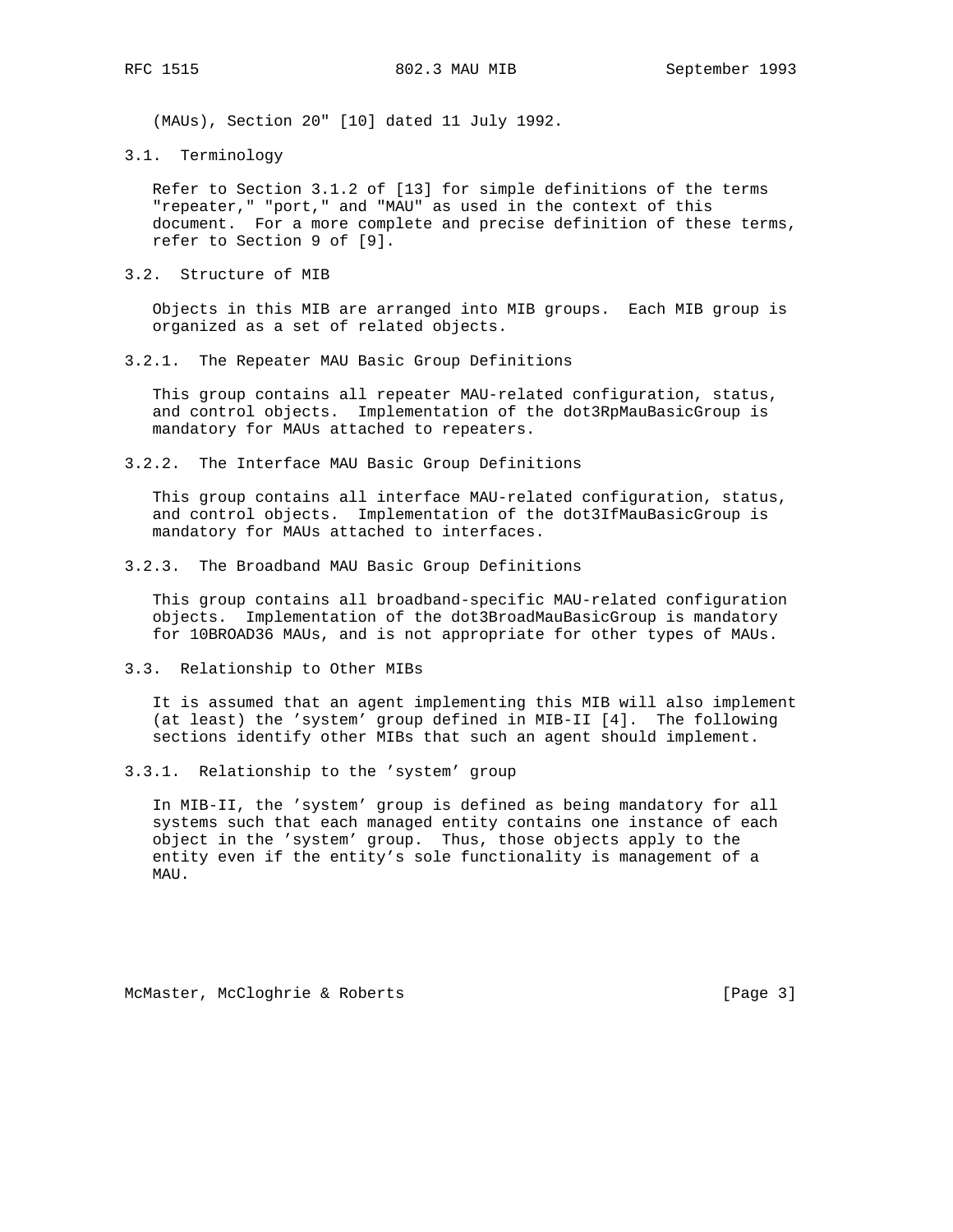(MAUs), Section 20" [10] dated 11 July 1992.

### 3.1. Terminology

Refer to Section 3.1.2 of [13] for simple definitions of the terms "repeater," "port," and "MAU" as used in the context of this document. For a more complete and precise definition of these terms, refer to Section 9 of [9].

### 3.2. Structure of MIB

Objects in this MIB are arranged into MIB groups. Each MIB group is organized as a set of related objects.

#### 3.2.1. The Repeater MAU Basic Group Definitions

This group contains all repeater MAU-related configuration, status, and control objects. Implementation of the dot3RpMauBasicGroup is mandatory for MAUs attached to repeaters.

#### 3.2.2. The Interface MAU Basic Group Definitions

This group contains all interface MAU-related configuration, status, and control objects. Implementation of the dot3IfMauBasicGroup is mandatory for MAUs attached to interfaces.

#### 3.2.3. The Broadband MAU Basic Group Definitions

This group contains all broadband-specific MAU-related configuration objects. Implementation of the dot3BroadMauBasicGroup is mandatory for 10BROAD36 MAUs, and is not appropriate for other types of MAUs.

### 3.3. Relationship to Other MIBs

It is assumed that an agent implementing this MIB will also implement (at least) the 'system' group defined in MIB-II [4]. The following sections identify other MIBs that such an agent should implement.

#### 3.3.1. Relationship to the 'system' group

In MIB-II, the 'system' group is defined as being mandatory for all systems such that each managed entity contains one instance of each object in the 'system' group. Thus, those objects apply to the entity even if the entity's sole functionality is management of a MAU.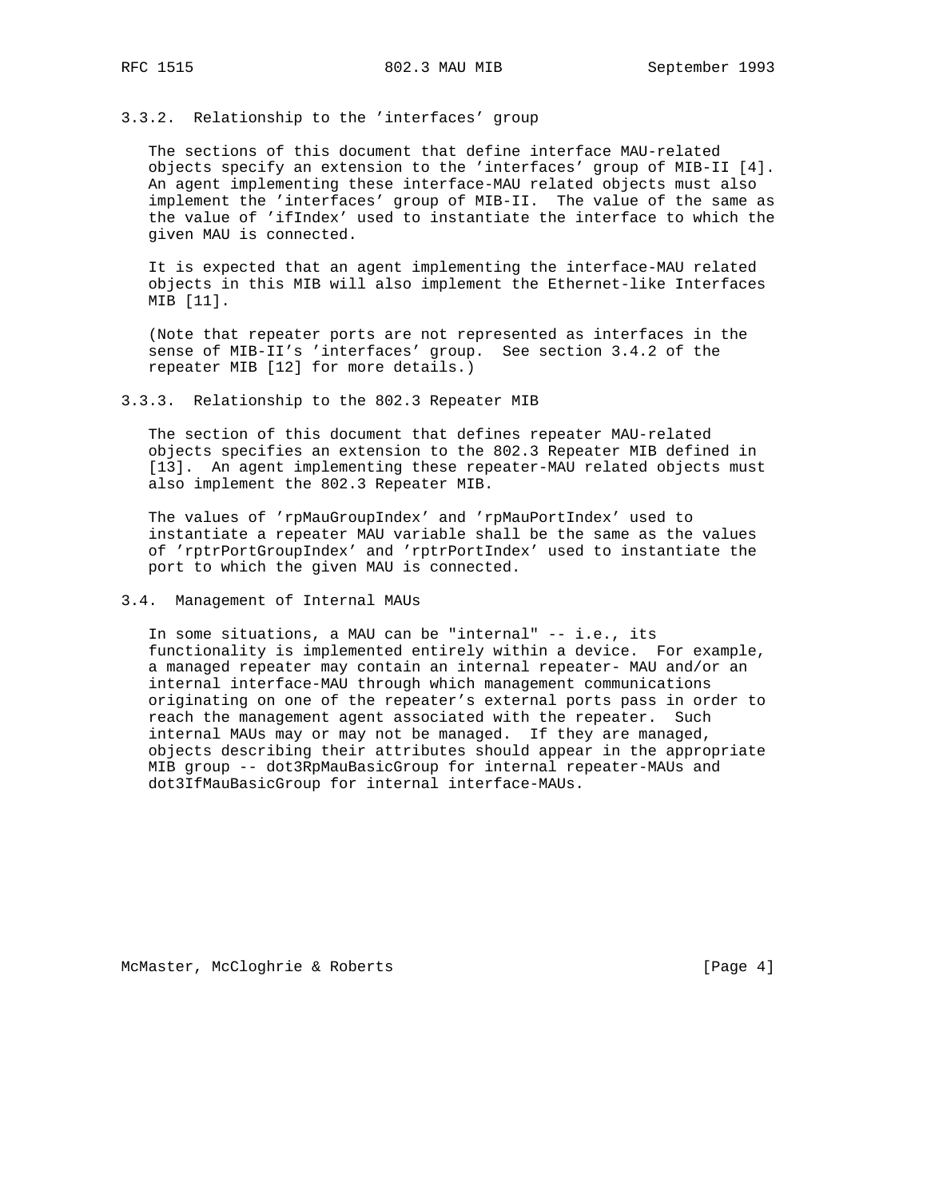### 3.3.2. Relationship to the 'interfaces' group

The sections of this document that define interface MAU-related objects specify an extension to the 'interfaces' group of MIB-II [4]. An agent implementing these interface-MAU related objects must also implement the 'interfaces' group of MIB-II. The value of the same as the value of 'ifIndex' used to instantiate the interface to which the given MAU is connected.

It is expected that an agent implementing the interface-MAU related objects in this MIB will also implement the Ethernet-like Interfaces MIB [11].

(Note that repeater ports are not represented as interfaces in the sense of MIB-II's 'interfaces' group. See section 3.4.2 of the repeater MIB [12] for more details.)

### 3.3.3. Relationship to the 802.3 Repeater MIB

The section of this document that defines repeater MAU-related objects specifies an extension to the 802.3 Repeater MIB defined in [13]. An agent implementing these repeater-MAU related objects must also implement the 802.3 Repeater MIB.

The values of 'rpMauGroupIndex' and 'rpMauPortIndex' used to instantiate a repeater MAU variable shall be the same as the values of 'rptrPortGroupIndex' and 'rptrPortIndex' used to instantiate the port to which the given MAU is connected.

## 3.4. Management of Internal MAUs

In some situations, a MAU can be "internal" -- i.e., its functionality is implemented entirely within a device. For example, a managed repeater may contain an internal repeater- MAU and/or an internal interface-MAU through which management communications originating on one of the repeater's external ports pass in order to reach the management agent associated with the repeater. Such internal MAUs may or may not be managed. If they are managed, objects describing their attributes should appear in the appropriate MIB group -- dot3RpMauBasicGroup for internal repeater-MAUs and dot3IfMauBasicGroup for internal interface-MAUs.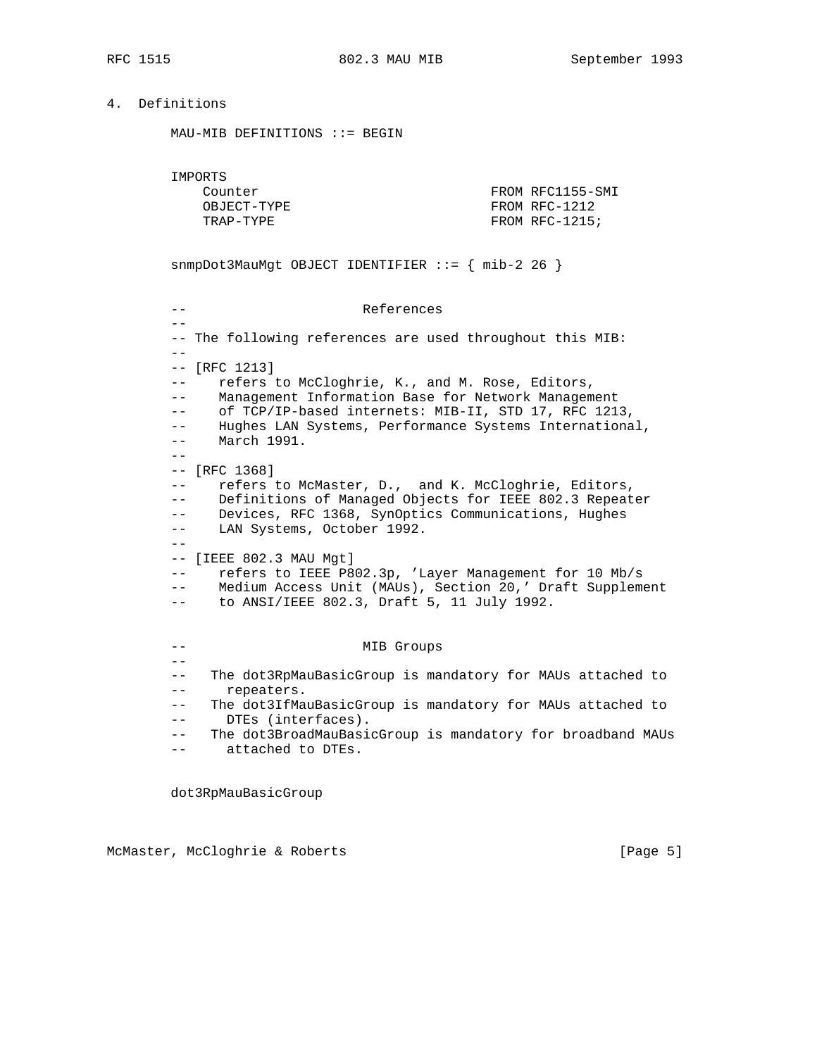## 4. Definitions

```
MAU-MIB DEFINITIONS ::= BEGIN


IMPORTS
    Counter                               FROM RFC1155-SMI
    OBJECT-TYPE                           FROM RFC-1212
    TRAP-TYPE                             FROM RFC-1215;


snmpDot3MauMgt OBJECT IDENTIFIER ::= { mib-2 26 }


--                      References
--
-- The following references are used throughout this MIB:
--
-- [RFC 1213]
--     refers to McCloghrie, K., and M. Rose, Editors,
--     Management Information Base for Network Management
--     of TCP/IP-based internets: MIB-II, STD 17, RFC 1213,
--     Hughes LAN Systems, Performance Systems International,
--     March 1991.
--
-- [RFC 1368]
--     refers to McMaster, D.,  and K. McCloghrie, Editors,
--     Definitions of Managed Objects for IEEE 802.3 Repeater
--     Devices, RFC 1368, SynOptics Communications, Hughes
--     LAN Systems, October 1992.
--
-- [IEEE 802.3 MAU Mgt]
--     refers to IEEE P802.3p, 'Layer Management for 10 Mb/s
--     Medium Access Unit (MAUs), Section 20,' Draft Supplement
--     to ANSI/IEEE 802.3, Draft 5, 11 July 1992.


--                      MIB Groups
--
--   The dot3RpMauBasicGroup is mandatory for MAUs attached to
--     repeaters.
--   The dot3IfMauBasicGroup is mandatory for MAUs attached to
--     DTEs (interfaces).
--   The dot3BroadMauBasicGroup is mandatory for broadband MAUs
--     attached to DTEs.


dot3RpMauBasicGroup
```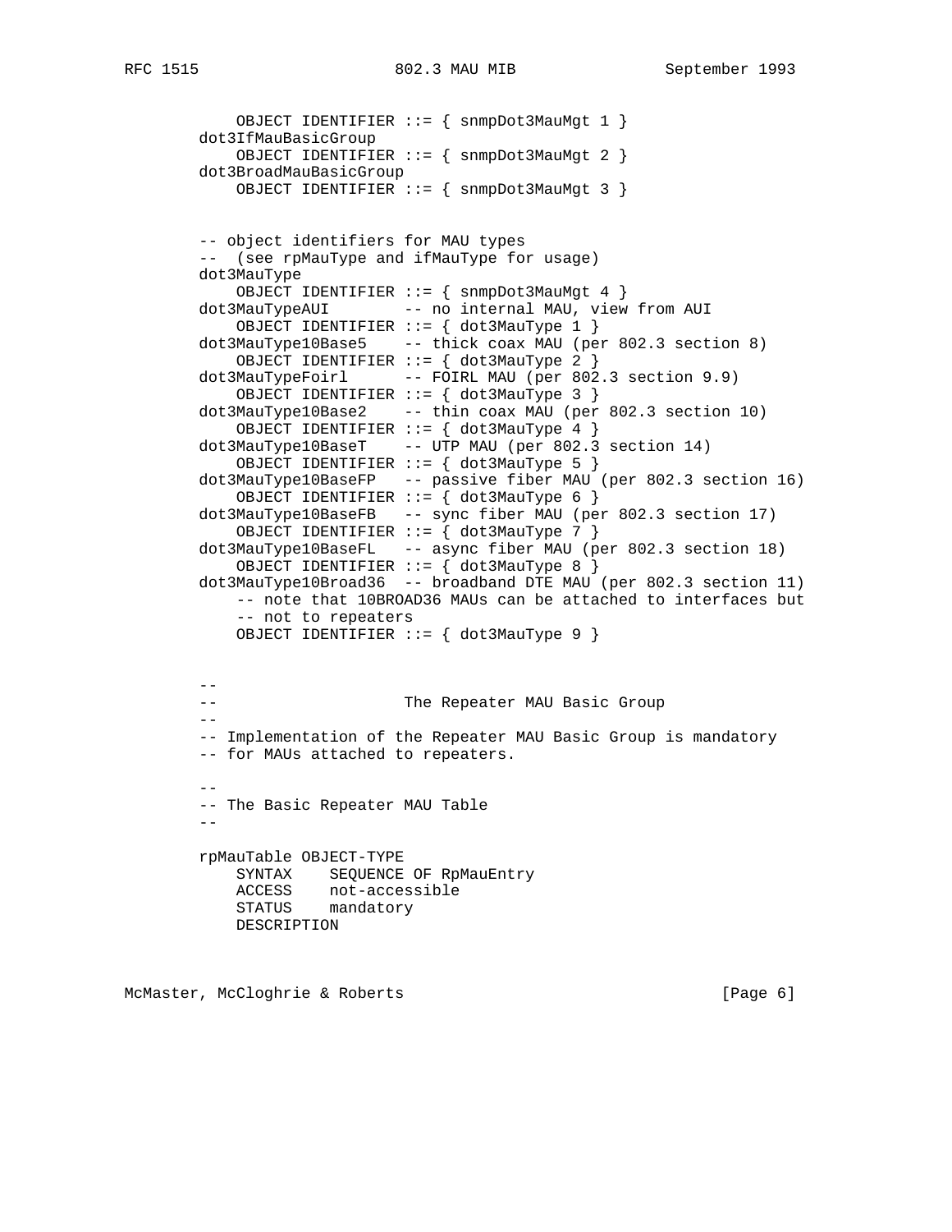```
    OBJECT IDENTIFIER ::= { snmpDot3MauMgt 1 }
dot3IfMauBasicGroup
    OBJECT IDENTIFIER ::= { snmpDot3MauMgt 2 }
dot3BroadMauBasicGroup
    OBJECT IDENTIFIER ::= { snmpDot3MauMgt 3 }


-- object identifiers for MAU types
--  (see rpMauType and ifMauType for usage)
dot3MauType
    OBJECT IDENTIFIER ::= { snmpDot3MauMgt 4 }
dot3MauTypeAUI        -- no internal MAU, view from AUI
    OBJECT IDENTIFIER ::= { dot3MauType 1 }
dot3MauType10Base5    -- thick coax MAU (per 802.3 section 8)
    OBJECT IDENTIFIER ::= { dot3MauType 2 }
dot3MauTypeFoirl      -- FOIRL MAU (per 802.3 section 9.9)
    OBJECT IDENTIFIER ::= { dot3MauType 3 }
dot3MauType10Base2    -- thin coax MAU (per 802.3 section 10)
    OBJECT IDENTIFIER ::= { dot3MauType 4 }
dot3MauType10BaseT    -- UTP MAU (per 802.3 section 14)
    OBJECT IDENTIFIER ::= { dot3MauType 5 }
dot3MauType10BaseFP   -- passive fiber MAU (per 802.3 section 16)
    OBJECT IDENTIFIER ::= { dot3MauType 6 }
dot3MauType10BaseFB   -- sync fiber MAU (per 802.3 section 17)
    OBJECT IDENTIFIER ::= { dot3MauType 7 }
dot3MauType10BaseFL   -- async fiber MAU (per 802.3 section 18)
    OBJECT IDENTIFIER ::= { dot3MauType 8 }
dot3MauType10Broad36  -- broadband DTE MAU (per 802.3 section 11)
    -- note that 10BROAD36 MAUs can be attached to interfaces but
    -- not to repeaters
    OBJECT IDENTIFIER ::= { dot3MauType 9 }


--
--                    The Repeater MAU Basic Group
--
-- Implementation of the Repeater MAU Basic Group is mandatory
-- for MAUs attached to repeaters.

--
-- The Basic Repeater MAU Table
--

rpMauTable OBJECT-TYPE
    SYNTAX    SEQUENCE OF RpMauEntry
    ACCESS    not-accessible
    STATUS    mandatory
    DESCRIPTION
```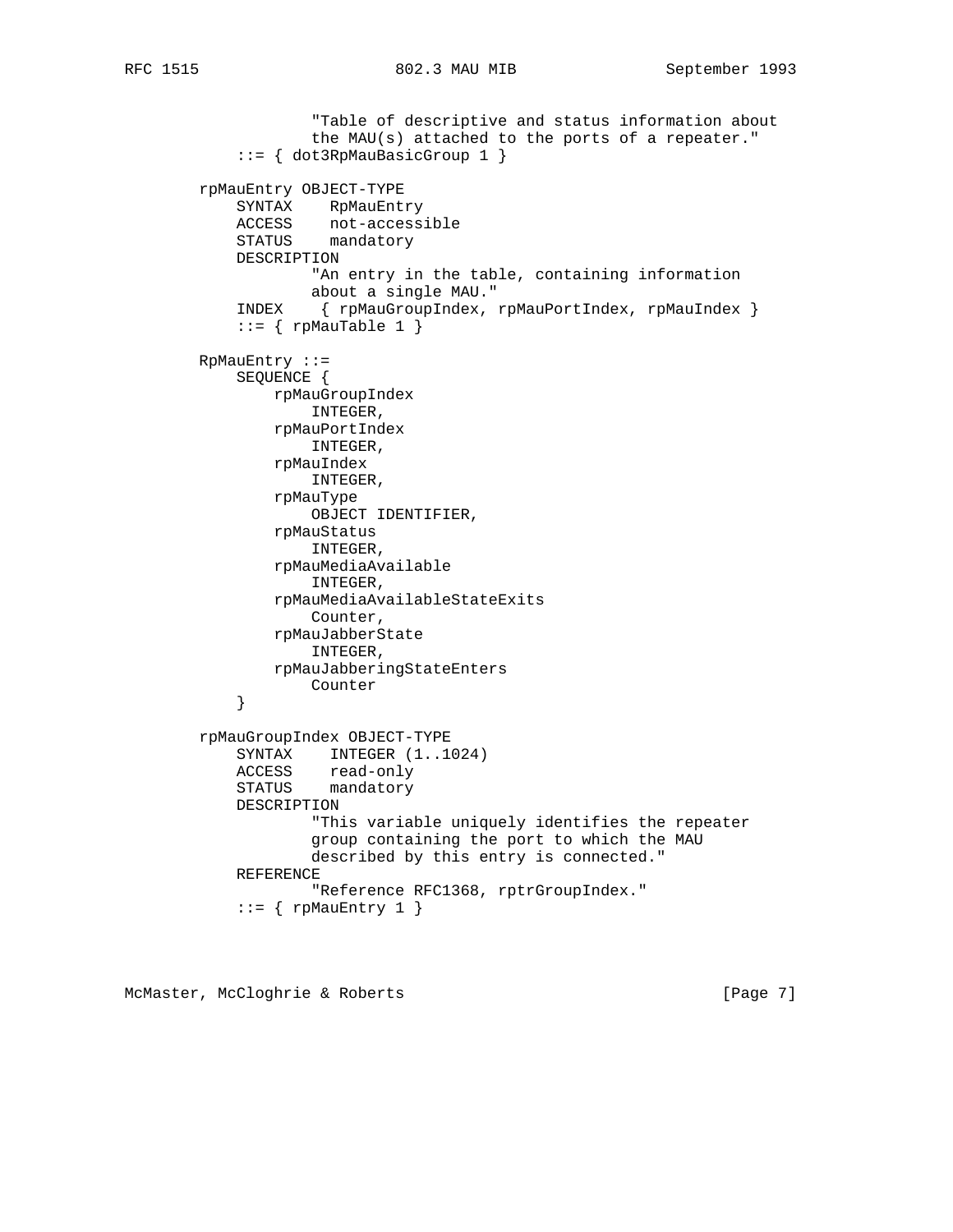```
                "Table of descriptive and status information about
                the MAU(s) attached to the ports of a repeater."
        ::= { dot3RpMauBasicGroup 1 }

    rpMauEntry OBJECT-TYPE
        SYNTAX    RpMauEntry
        ACCESS    not-accessible
        STATUS    mandatory
        DESCRIPTION
                "An entry in the table, containing information
                about a single MAU."
        INDEX    { rpMauGroupIndex, rpMauPortIndex, rpMauIndex }
        ::= { rpMauTable 1 }

    RpMauEntry ::=
        SEQUENCE {
            rpMauGroupIndex
                INTEGER,
            rpMauPortIndex
                INTEGER,
            rpMauIndex
                INTEGER,
            rpMauType
                OBJECT IDENTIFIER,
            rpMauStatus
                INTEGER,
            rpMauMediaAvailable
                INTEGER,
            rpMauMediaAvailableStateExits
                Counter,
            rpMauJabberState
                INTEGER,
            rpMauJabberingStateEnters
                Counter
        }

    rpMauGroupIndex OBJECT-TYPE
        SYNTAX    INTEGER (1..1024)
        ACCESS    read-only
        STATUS    mandatory
        DESCRIPTION
                "This variable uniquely identifies the repeater
                group containing the port to which the MAU
                described by this entry is connected."
        REFERENCE
                "Reference RFC1368, rptrGroupIndex."
        ::= { rpMauEntry 1 }
```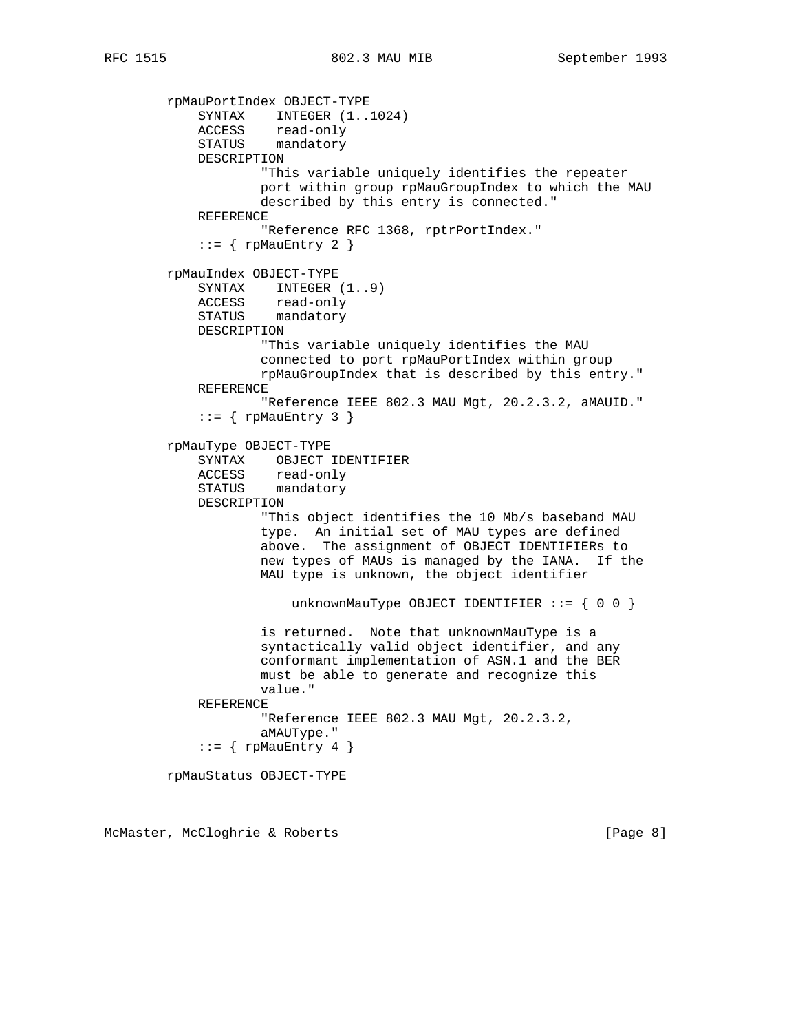```
rpMauPortIndex OBJECT-TYPE
    SYNTAX    INTEGER (1..1024)
    ACCESS    read-only
    STATUS    mandatory
    DESCRIPTION
            "This variable uniquely identifies the repeater
            port within group rpMauGroupIndex to which the MAU
            described by this entry is connected."
    REFERENCE
            "Reference RFC 1368, rptrPortIndex."
    ::= { rpMauEntry 2 }

rpMauIndex OBJECT-TYPE
    SYNTAX    INTEGER (1..9)
    ACCESS    read-only
    STATUS    mandatory
    DESCRIPTION
            "This variable uniquely identifies the MAU
            connected to port rpMauPortIndex within group
            rpMauGroupIndex that is described by this entry."
    REFERENCE
            "Reference IEEE 802.3 MAU Mgt, 20.2.3.2, aMAUID."
    ::= { rpMauEntry 3 }

rpMauType OBJECT-TYPE
    SYNTAX    OBJECT IDENTIFIER
    ACCESS    read-only
    STATUS    mandatory
    DESCRIPTION
            "This object identifies the 10 Mb/s baseband MAU
            type.  An initial set of MAU types are defined
            above.  The assignment of OBJECT IDENTIFIERs to
            new types of MAUs is managed by the IANA.  If the
            MAU type is unknown, the object identifier

                unknownMauType OBJECT IDENTIFIER ::= { 0 0 }

            is returned.  Note that unknownMauType is a
            syntactically valid object identifier, and any
            conformant implementation of ASN.1 and the BER
            must be able to generate and recognize this
            value."
    REFERENCE
            "Reference IEEE 802.3 MAU Mgt, 20.2.3.2,
            aMAUType."
    ::= { rpMauEntry 4 }

rpMauStatus OBJECT-TYPE
```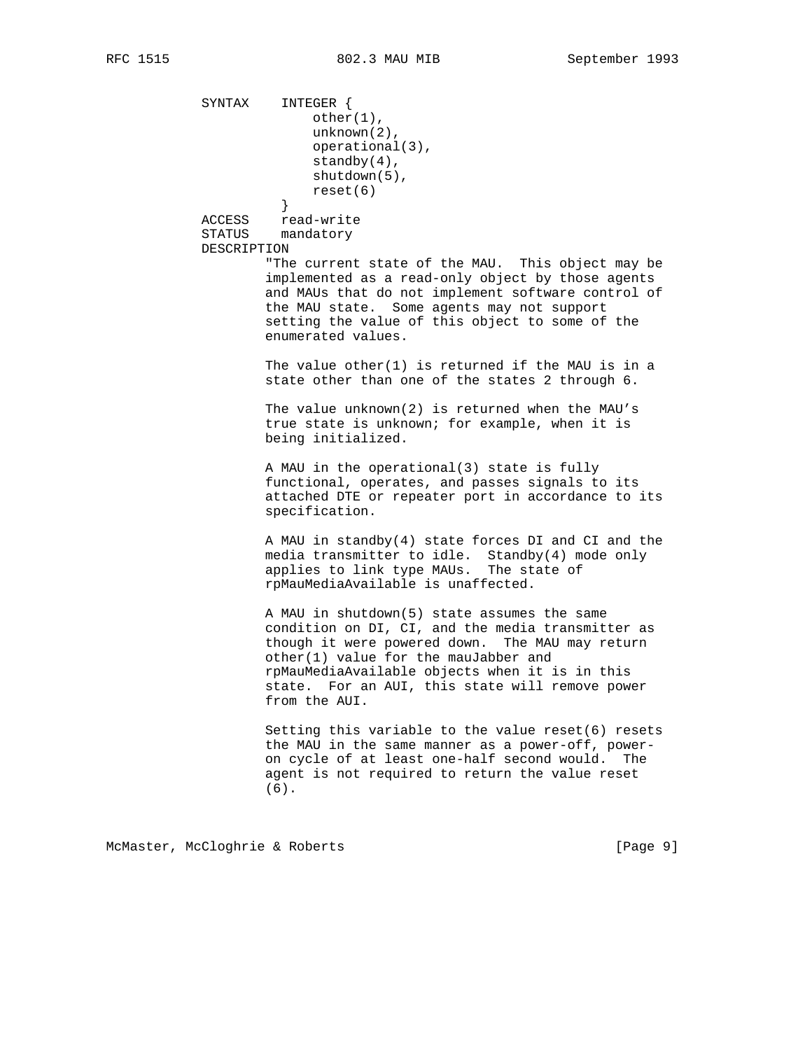```
            SYNTAX    INTEGER {
                          other(1),
                          unknown(2),
                          operational(3),
                          standby(4),
                          shutdown(5),
                          reset(6)
                      }
            ACCESS    read-write
            STATUS    mandatory
            DESCRIPTION
                    "The current state of the MAU.  This object may be
                    implemented as a read-only object by those agents
                    and MAUs that do not implement software control of
                    the MAU state.  Some agents may not support
                    setting the value of this object to some of the
                    enumerated values.

                    The value other(1) is returned if the MAU is in a
                    state other than one of the states 2 through 6.

                    The value unknown(2) is returned when the MAU's
                    true state is unknown; for example, when it is
                    being initialized.

                    A MAU in the operational(3) state is fully
                    functional, operates, and passes signals to its
                    attached DTE or repeater port in accordance to its
                    specification.

                    A MAU in standby(4) state forces DI and CI and the
                    media transmitter to idle.  Standby(4) mode only
                    applies to link type MAUs.  The state of
                    rpMauMediaAvailable is unaffected.

                    A MAU in shutdown(5) state assumes the same
                    condition on DI, CI, and the media transmitter as
                    though it were powered down.  The MAU may return
                    other(1) value for the mauJabber and
                    rpMauMediaAvailable objects when it is in this
                    state.  For an AUI, this state will remove power
                    from the AUI.

                    Setting this variable to the value reset(6) resets
                    the MAU in the same manner as a power-off, power-
                    on cycle of at least one-half second would.  The
                    agent is not required to return the value reset
                    (6).
```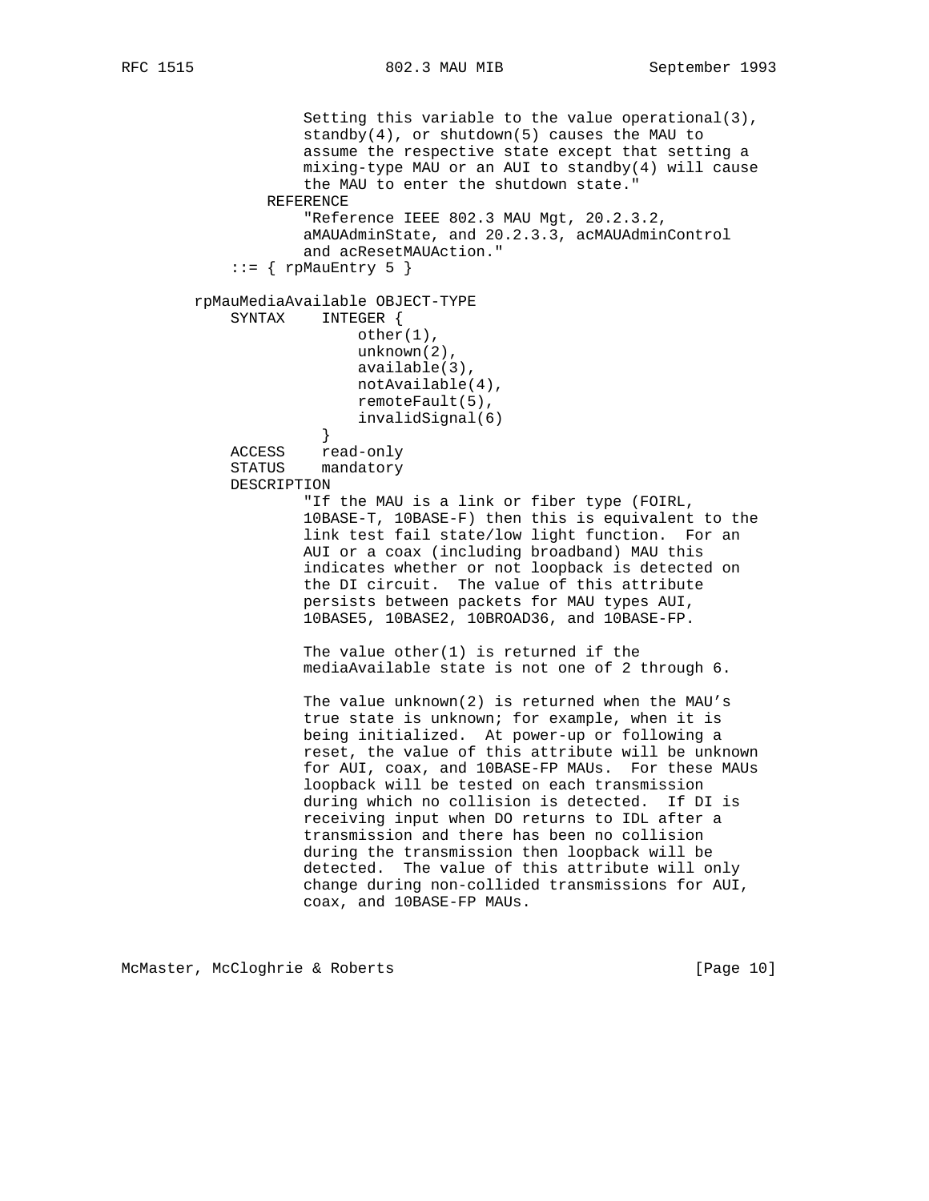```
                Setting this variable to the value operational(3),
                standby(4), or shutdown(5) causes the MAU to
                assume the respective state except that setting a
                mixing-type MAU or an AUI to standby(4) will cause
                the MAU to enter the shutdown state."
            REFERENCE
                "Reference IEEE 802.3 MAU Mgt, 20.2.3.2,
                aMAUAdminState, and 20.2.3.3, acMAUAdminControl
                and acResetMAUAction."
        ::= { rpMauEntry 5 }

    rpMauMediaAvailable OBJECT-TYPE
        SYNTAX    INTEGER {
                      other(1),
                      unknown(2),
                      available(3),
                      notAvailable(4),
                      remoteFault(5),
                      invalidSignal(6)
                  }
        ACCESS    read-only
        STATUS    mandatory
        DESCRIPTION
                "If the MAU is a link or fiber type (FOIRL,
                10BASE-T, 10BASE-F) then this is equivalent to the
                link test fail state/low light function.  For an
                AUI or a coax (including broadband) MAU this
                indicates whether or not loopback is detected on
                the DI circuit.  The value of this attribute
                persists between packets for MAU types AUI,
                10BASE5, 10BASE2, 10BROAD36, and 10BASE-FP.

                The value other(1) is returned if the
                mediaAvailable state is not one of 2 through 6.

                The value unknown(2) is returned when the MAU's
                true state is unknown; for example, when it is
                being initialized.  At power-up or following a
                reset, the value of this attribute will be unknown
                for AUI, coax, and 10BASE-FP MAUs.  For these MAUs
                loopback will be tested on each transmission
                during which no collision is detected.  If DI is
                receiving input when DO returns to IDL after a
                transmission and there has been no collision
                during the transmission then loopback will be
                detected.  The value of this attribute will only
                change during non-collided transmissions for AUI,
                coax, and 10BASE-FP MAUs.
```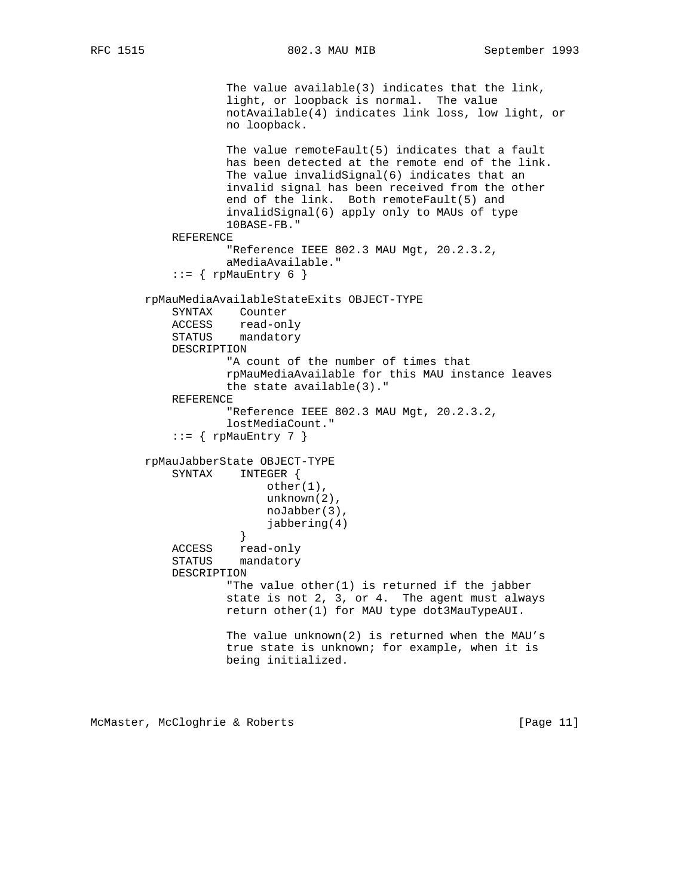```
                The value available(3) indicates that the link,
                light, or loopback is normal.  The value
                notAvailable(4) indicates link loss, low light, or
                no loopback.

                The value remoteFault(5) indicates that a fault
                has been detected at the remote end of the link.
                The value invalidSignal(6) indicates that an
                invalid signal has been received from the other
                end of the link.  Both remoteFault(5) and
                invalidSignal(6) apply only to MAUs of type
                10BASE-FB."
        REFERENCE
                "Reference IEEE 802.3 MAU Mgt, 20.2.3.2,
                aMediaAvailable."
        ::= { rpMauEntry 6 }

    rpMauMediaAvailableStateExits OBJECT-TYPE
        SYNTAX    Counter
        ACCESS    read-only
        STATUS    mandatory
        DESCRIPTION
                "A count of the number of times that
                rpMauMediaAvailable for this MAU instance leaves
                the state available(3)."
        REFERENCE
                "Reference IEEE 802.3 MAU Mgt, 20.2.3.2,
                lostMediaCount."
        ::= { rpMauEntry 7 }

    rpMauJabberState OBJECT-TYPE
        SYNTAX    INTEGER {
                      other(1),
                      unknown(2),
                      noJabber(3),
                      jabbering(4)
                  }
        ACCESS    read-only
        STATUS    mandatory
        DESCRIPTION
                "The value other(1) is returned if the jabber
                state is not 2, 3, or 4.  The agent must always
                return other(1) for MAU type dot3MauTypeAUI.

                The value unknown(2) is returned when the MAU's
                true state is unknown; for example, when it is
                being initialized.
```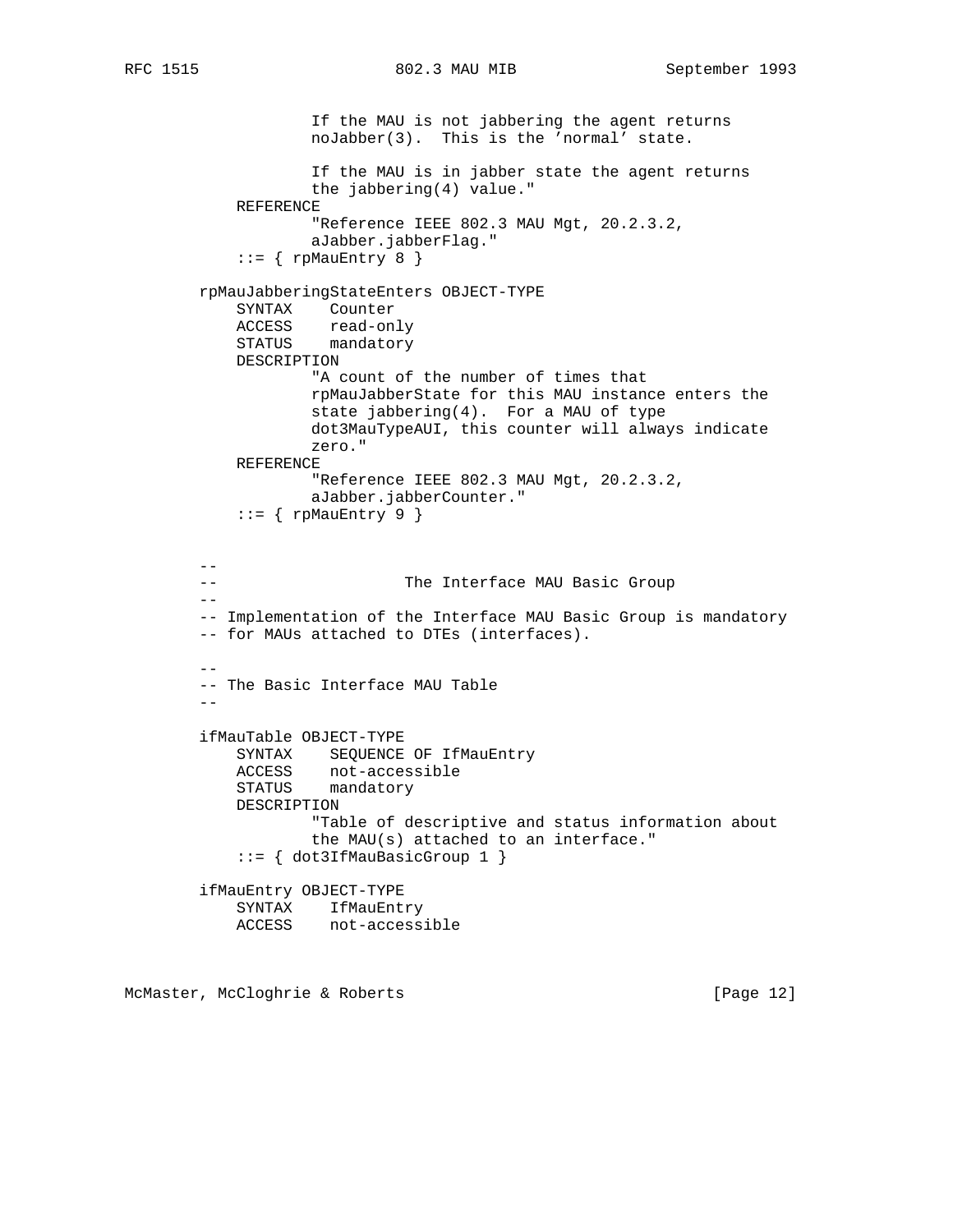```
                If the MAU is not jabbering the agent returns
                noJabber(3).  This is the 'normal' state.

                If the MAU is in jabber state the agent returns
                the jabbering(4) value."
        REFERENCE
                "Reference IEEE 802.3 MAU Mgt, 20.2.3.2,
                aJabber.jabberFlag."
        ::= { rpMauEntry 8 }

    rpMauJabberingStateEnters OBJECT-TYPE
        SYNTAX    Counter
        ACCESS    read-only
        STATUS    mandatory
        DESCRIPTION
                "A count of the number of times that
                rpMauJabberState for this MAU instance enters the
                state jabbering(4).  For a MAU of type
                dot3MauTypeAUI, this counter will always indicate
                zero."
        REFERENCE
                "Reference IEEE 802.3 MAU Mgt, 20.2.3.2,
                aJabber.jabberCounter."
        ::= { rpMauEntry 9 }


    --
    --                    The Interface MAU Basic Group
    --
    -- Implementation of the Interface MAU Basic Group is mandatory
    -- for MAUs attached to DTEs (interfaces).

    --
    -- The Basic Interface MAU Table
    --

    ifMauTable OBJECT-TYPE
        SYNTAX    SEQUENCE OF IfMauEntry
        ACCESS    not-accessible
        STATUS    mandatory
        DESCRIPTION
                "Table of descriptive and status information about
                the MAU(s) attached to an interface."
        ::= { dot3IfMauBasicGroup 1 }

    ifMauEntry OBJECT-TYPE
        SYNTAX    IfMauEntry
        ACCESS    not-accessible
```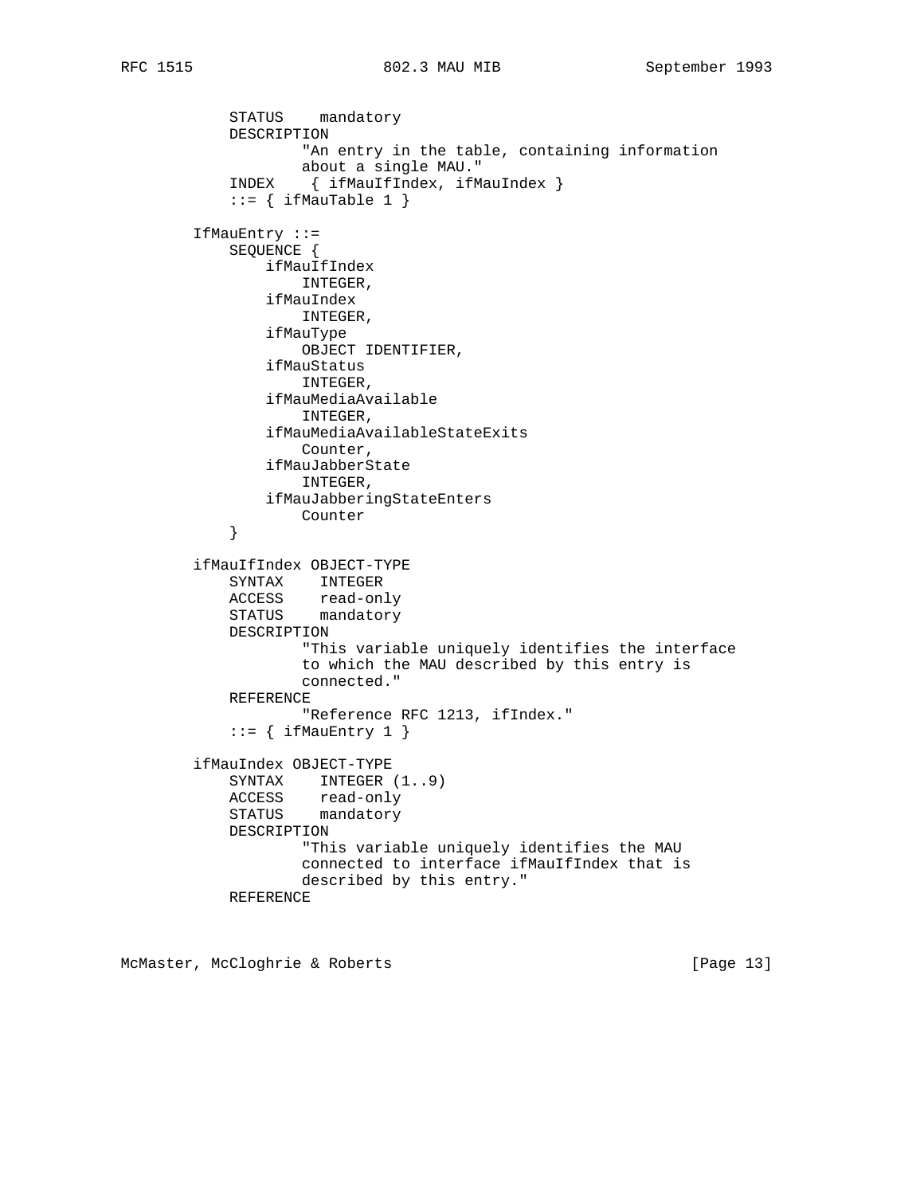```
            STATUS    mandatory
            DESCRIPTION
                    "An entry in the table, containing information
                    about a single MAU."
            INDEX    { ifMauIfIndex, ifMauIndex }
            ::= { ifMauTable 1 }

        IfMauEntry ::=
            SEQUENCE {
                ifMauIfIndex
                    INTEGER,
                ifMauIndex
                    INTEGER,
                ifMauType
                    OBJECT IDENTIFIER,
                ifMauStatus
                    INTEGER,
                ifMauMediaAvailable
                    INTEGER,
                ifMauMediaAvailableStateExits
                    Counter,
                ifMauJabberState
                    INTEGER,
                ifMauJabberingStateEnters
                    Counter
            }

        ifMauIfIndex OBJECT-TYPE
            SYNTAX    INTEGER
            ACCESS    read-only
            STATUS    mandatory
            DESCRIPTION
                    "This variable uniquely identifies the interface
                    to which the MAU described by this entry is
                    connected."
            REFERENCE
                    "Reference RFC 1213, ifIndex."
            ::= { ifMauEntry 1 }

        ifMauIndex OBJECT-TYPE
            SYNTAX    INTEGER (1..9)
            ACCESS    read-only
            STATUS    mandatory
            DESCRIPTION
                    "This variable uniquely identifies the MAU
                    connected to interface ifMauIfIndex that is
                    described by this entry."
            REFERENCE
```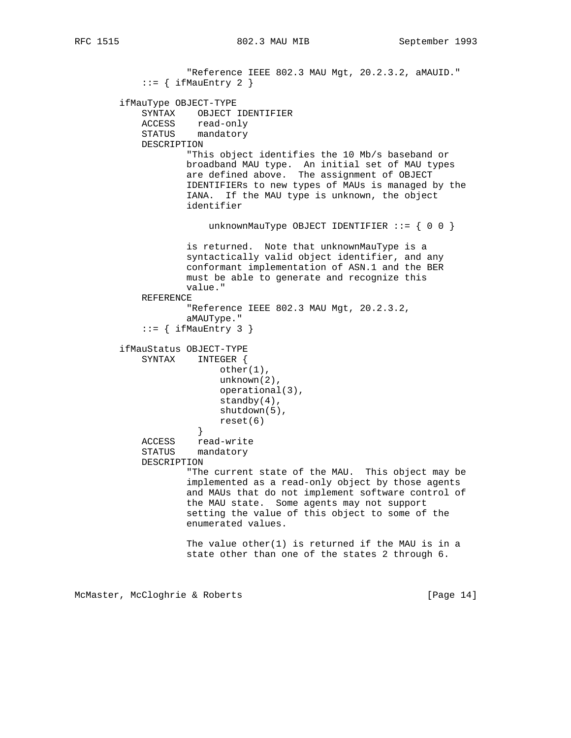```
                "Reference IEEE 802.3 MAU Mgt, 20.2.3.2, aMAUID."
            ::= { ifMauEntry 2 }

        ifMauType OBJECT-TYPE
            SYNTAX    OBJECT IDENTIFIER
            ACCESS    read-only
            STATUS    mandatory
            DESCRIPTION
                    "This object identifies the 10 Mb/s baseband or
                    broadband MAU type.  An initial set of MAU types
                    are defined above.  The assignment of OBJECT
                    IDENTIFIERs to new types of MAUs is managed by the
                    IANA.  If the MAU type is unknown, the object
                    identifier

                        unknownMauType OBJECT IDENTIFIER ::= { 0 0 }

                    is returned.  Note that unknownMauType is a
                    syntactically valid object identifier, and any
                    conformant implementation of ASN.1 and the BER
                    must be able to generate and recognize this
                    value."
            REFERENCE
                    "Reference IEEE 802.3 MAU Mgt, 20.2.3.2,
                    aMAUType."
            ::= { ifMauEntry 3 }

        ifMauStatus OBJECT-TYPE
            SYNTAX    INTEGER {
                          other(1),
                          unknown(2),
                          operational(3),
                          standby(4),
                          shutdown(5),
                          reset(6)
                      }
            ACCESS    read-write
            STATUS    mandatory
            DESCRIPTION
                    "The current state of the MAU.  This object may be
                    implemented as a read-only object by those agents
                    and MAUs that do not implement software control of
                    the MAU state.  Some agents may not support
                    setting the value of this object to some of the
                    enumerated values.

                    The value other(1) is returned if the MAU is in a
                    state other than one of the states 2 through 6.
```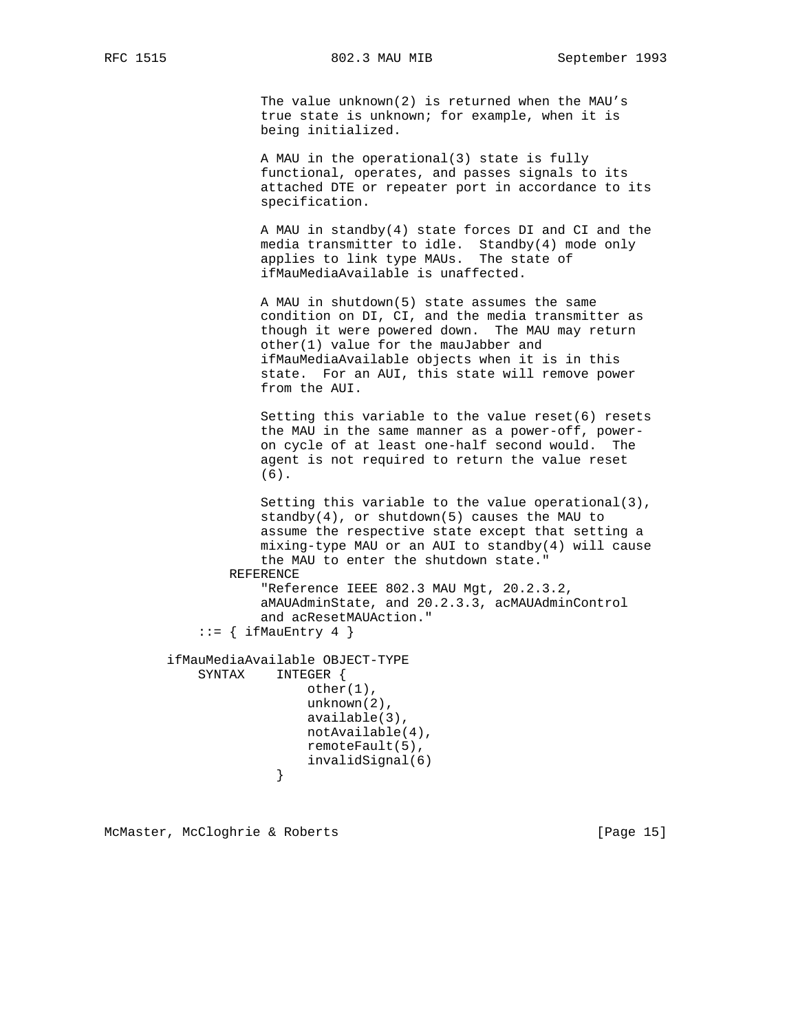```
                 The value unknown(2) is returned when the MAU's
                 true state is unknown; for example, when it is
                 being initialized.

                 A MAU in the operational(3) state is fully
                 functional, operates, and passes signals to its
                 attached DTE or repeater port in accordance to its
                 specification.

                 A MAU in standby(4) state forces DI and CI and the
                 media transmitter to idle.  Standby(4) mode only
                 applies to link type MAUs.  The state of
                 ifMauMediaAvailable is unaffected.

                 A MAU in shutdown(5) state assumes the same
                 condition on DI, CI, and the media transmitter as
                 though it were powered down.  The MAU may return
                 other(1) value for the mauJabber and
                 ifMauMediaAvailable objects when it is in this
                 state.  For an AUI, this state will remove power
                 from the AUI.

                 Setting this variable to the value reset(6) resets
                 the MAU in the same manner as a power-off, power-
                 on cycle of at least one-half second would.  The
                 agent is not required to return the value reset
                 (6).

                 Setting this variable to the value operational(3),
                 standby(4), or shutdown(5) causes the MAU to
                 assume the respective state except that setting a
                 mixing-type MAU or an AUI to standby(4) will cause
                 the MAU to enter the shutdown state."
             REFERENCE
                 "Reference IEEE 802.3 MAU Mgt, 20.2.3.2,
                 aMAUAdminState, and 20.2.3.3, acMAUAdminControl
                 and acResetMAUAction."
         ::= { ifMauEntry 4 }

     ifMauMediaAvailable OBJECT-TYPE
         SYNTAX    INTEGER {
                       other(1),
                       unknown(2),
                       available(3),
                       notAvailable(4),
                       remoteFault(5),
                       invalidSignal(6)
                   }
```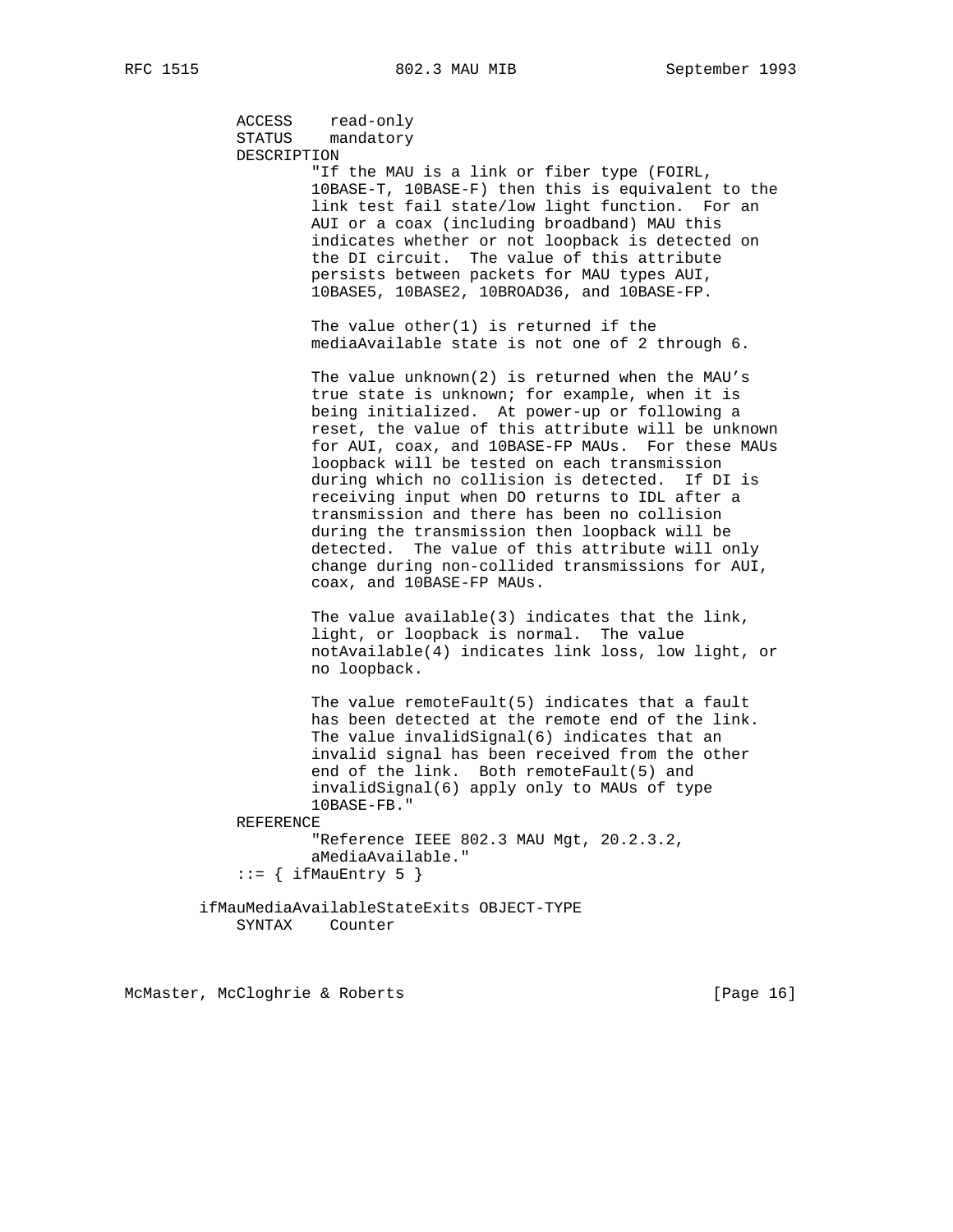```
            ACCESS    read-only
            STATUS    mandatory
            DESCRIPTION
                    "If the MAU is a link or fiber type (FOIRL,
                    10BASE-T, 10BASE-F) then this is equivalent to the
                    link test fail state/low light function.  For an
                    AUI or a coax (including broadband) MAU this
                    indicates whether or not loopback is detected on
                    the DI circuit.  The value of this attribute
                    persists between packets for MAU types AUI,
                    10BASE5, 10BASE2, 10BROAD36, and 10BASE-FP.

                    The value other(1) is returned if the
                    mediaAvailable state is not one of 2 through 6.

                    The value unknown(2) is returned when the MAU's
                    true state is unknown; for example, when it is
                    being initialized.  At power-up or following a
                    reset, the value of this attribute will be unknown
                    for AUI, coax, and 10BASE-FP MAUs.  For these MAUs
                    loopback will be tested on each transmission
                    during which no collision is detected.  If DI is
                    receiving input when DO returns to IDL after a
                    transmission and there has been no collision
                    during the transmission then loopback will be
                    detected.  The value of this attribute will only
                    change during non-collided transmissions for AUI,
                    coax, and 10BASE-FP MAUs.

                    The value available(3) indicates that the link,
                    light, or loopback is normal.  The value
                    notAvailable(4) indicates link loss, low light, or
                    no loopback.

                    The value remoteFault(5) indicates that a fault
                    has been detected at the remote end of the link.
                    The value invalidSignal(6) indicates that an
                    invalid signal has been received from the other
                    end of the link.  Both remoteFault(5) and
                    invalidSignal(6) apply only to MAUs of type
                    10BASE-FB."
            REFERENCE
                    "Reference IEEE 802.3 MAU Mgt, 20.2.3.2,
                    aMediaAvailable."
            ::= { ifMauEntry 5 }

        ifMauMediaAvailableStateExits OBJECT-TYPE
            SYNTAX    Counter
```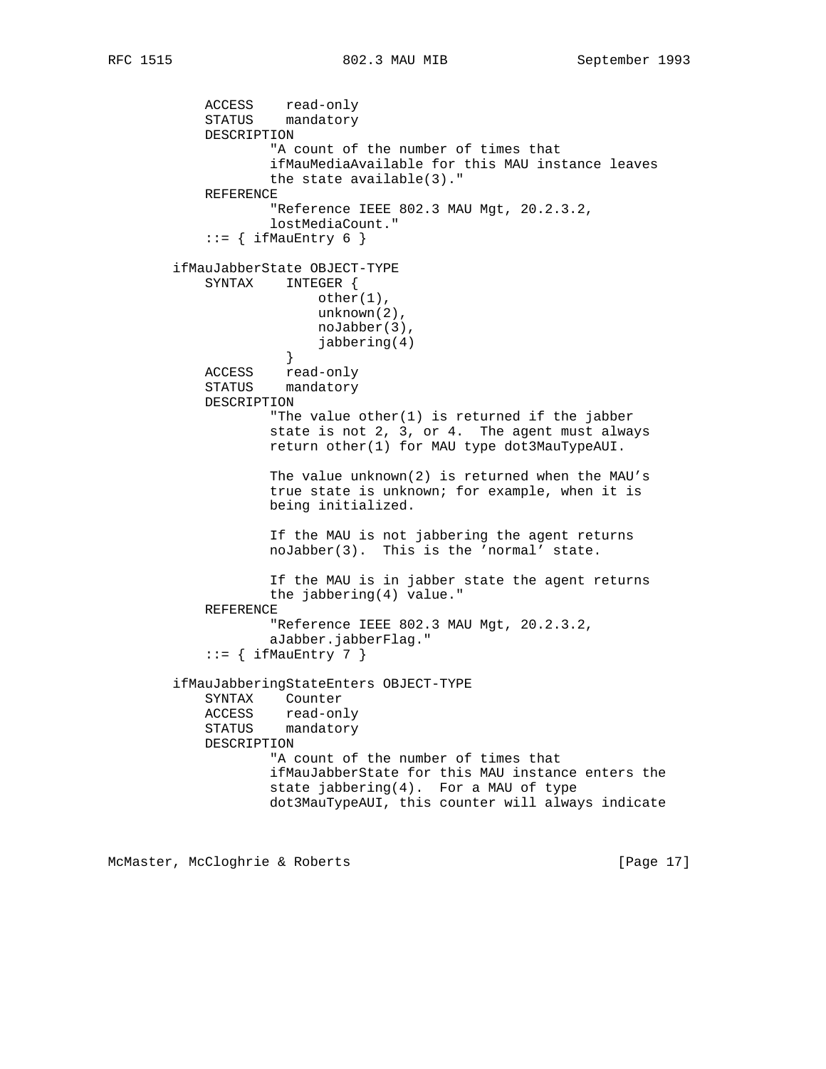```
            ACCESS    read-only
            STATUS    mandatory
            DESCRIPTION
                    "A count of the number of times that
                    ifMauMediaAvailable for this MAU instance leaves
                    the state available(3)."
            REFERENCE
                    "Reference IEEE 802.3 MAU Mgt, 20.2.3.2,
                    lostMediaCount."
            ::= { ifMauEntry 6 }

        ifMauJabberState OBJECT-TYPE
            SYNTAX    INTEGER {
                          other(1),
                          unknown(2),
                          noJabber(3),
                          jabbering(4)
                      }
            ACCESS    read-only
            STATUS    mandatory
            DESCRIPTION
                    "The value other(1) is returned if the jabber
                    state is not 2, 3, or 4.  The agent must always
                    return other(1) for MAU type dot3MauTypeAUI.

                    The value unknown(2) is returned when the MAU's
                    true state is unknown; for example, when it is
                    being initialized.

                    If the MAU is not jabbering the agent returns
                    noJabber(3).  This is the 'normal' state.

                    If the MAU is in jabber state the agent returns
                    the jabbering(4) value."
            REFERENCE
                    "Reference IEEE 802.3 MAU Mgt, 20.2.3.2,
                    aJabber.jabberFlag."
            ::= { ifMauEntry 7 }

        ifMauJabberingStateEnters OBJECT-TYPE
            SYNTAX    Counter
            ACCESS    read-only
            STATUS    mandatory
            DESCRIPTION
                    "A count of the number of times that
                    ifMauJabberState for this MAU instance enters the
                    state jabbering(4).  For a MAU of type
                    dot3MauTypeAUI, this counter will always indicate
```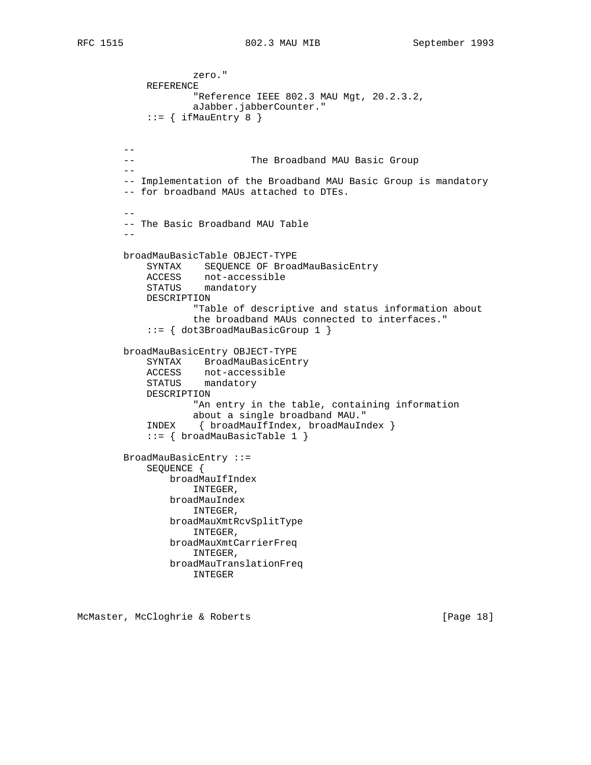```
                zero."
        REFERENCE
                "Reference IEEE 802.3 MAU Mgt, 20.2.3.2,
                aJabber.jabberCounter."
        ::= { ifMauEntry 8 }


    --
    --                    The Broadband MAU Basic Group
    --
    -- Implementation of the Broadband MAU Basic Group is mandatory
    -- for broadband MAUs attached to DTEs.

    --
    -- The Basic Broadband MAU Table
    --

    broadMauBasicTable OBJECT-TYPE
        SYNTAX    SEQUENCE OF BroadMauBasicEntry
        ACCESS    not-accessible
        STATUS    mandatory
        DESCRIPTION
                "Table of descriptive and status information about
                the broadband MAUs connected to interfaces."
        ::= { dot3BroadMauBasicGroup 1 }

    broadMauBasicEntry OBJECT-TYPE
        SYNTAX    BroadMauBasicEntry
        ACCESS    not-accessible
        STATUS    mandatory
        DESCRIPTION
                "An entry in the table, containing information
                about a single broadband MAU."
        INDEX     { broadMauIfIndex, broadMauIndex }
        ::= { broadMauBasicTable 1 }

    BroadMauBasicEntry ::=
        SEQUENCE {
            broadMauIfIndex
                INTEGER,
            broadMauIndex
                INTEGER,
            broadMauXmtRcvSplitType
                INTEGER,
            broadMauXmtCarrierFreq
                INTEGER,
            broadMauTranslationFreq
                INTEGER
```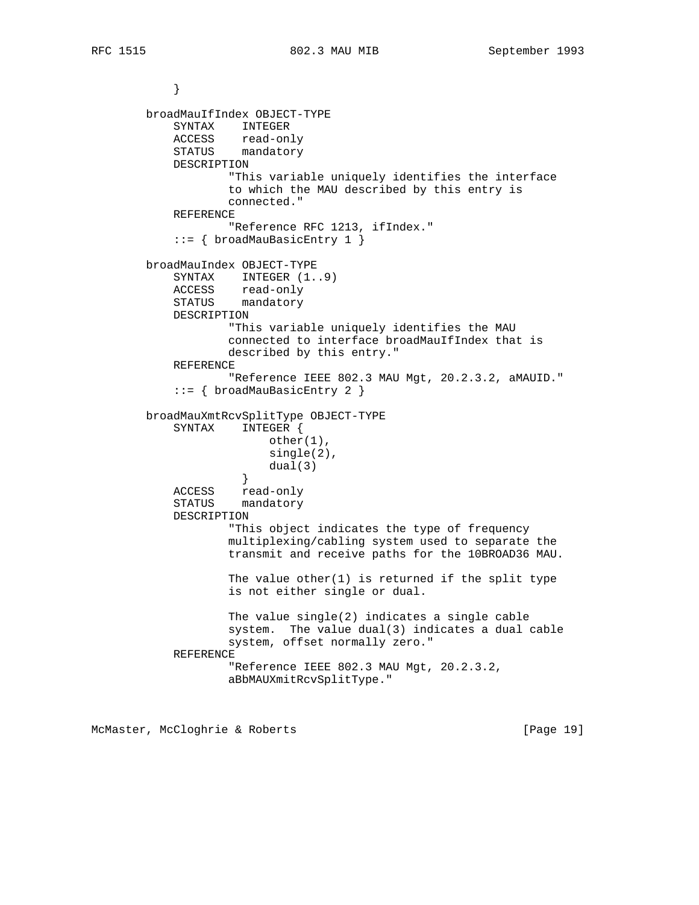```
           }

        broadMauIfIndex OBJECT-TYPE
            SYNTAX    INTEGER
            ACCESS    read-only
            STATUS    mandatory
            DESCRIPTION
                    "This variable uniquely identifies the interface
                    to which the MAU described by this entry is
                    connected."
            REFERENCE
                    "Reference RFC 1213, ifIndex."
            ::= { broadMauBasicEntry 1 }

        broadMauIndex OBJECT-TYPE
            SYNTAX    INTEGER (1..9)
            ACCESS    read-only
            STATUS    mandatory
            DESCRIPTION
                    "This variable uniquely identifies the MAU
                    connected to interface broadMauIfIndex that is
                    described by this entry."
            REFERENCE
                    "Reference IEEE 802.3 MAU Mgt, 20.2.3.2, aMAUID."
            ::= { broadMauBasicEntry 2 }

        broadMauXmtRcvSplitType OBJECT-TYPE
            SYNTAX    INTEGER {
                          other(1),
                          single(2),
                          dual(3)
                      }
            ACCESS    read-only
            STATUS    mandatory
            DESCRIPTION
                    "This object indicates the type of frequency
                    multiplexing/cabling system used to separate the
                    transmit and receive paths for the 10BROAD36 MAU.

                    The value other(1) is returned if the split type
                    is not either single or dual.

                    The value single(2) indicates a single cable
                    system.  The value dual(3) indicates a dual cable
                    system, offset normally zero."
            REFERENCE
                    "Reference IEEE 802.3 MAU Mgt, 20.2.3.2,
                    aBbMAUXmitRcvSplitType."
```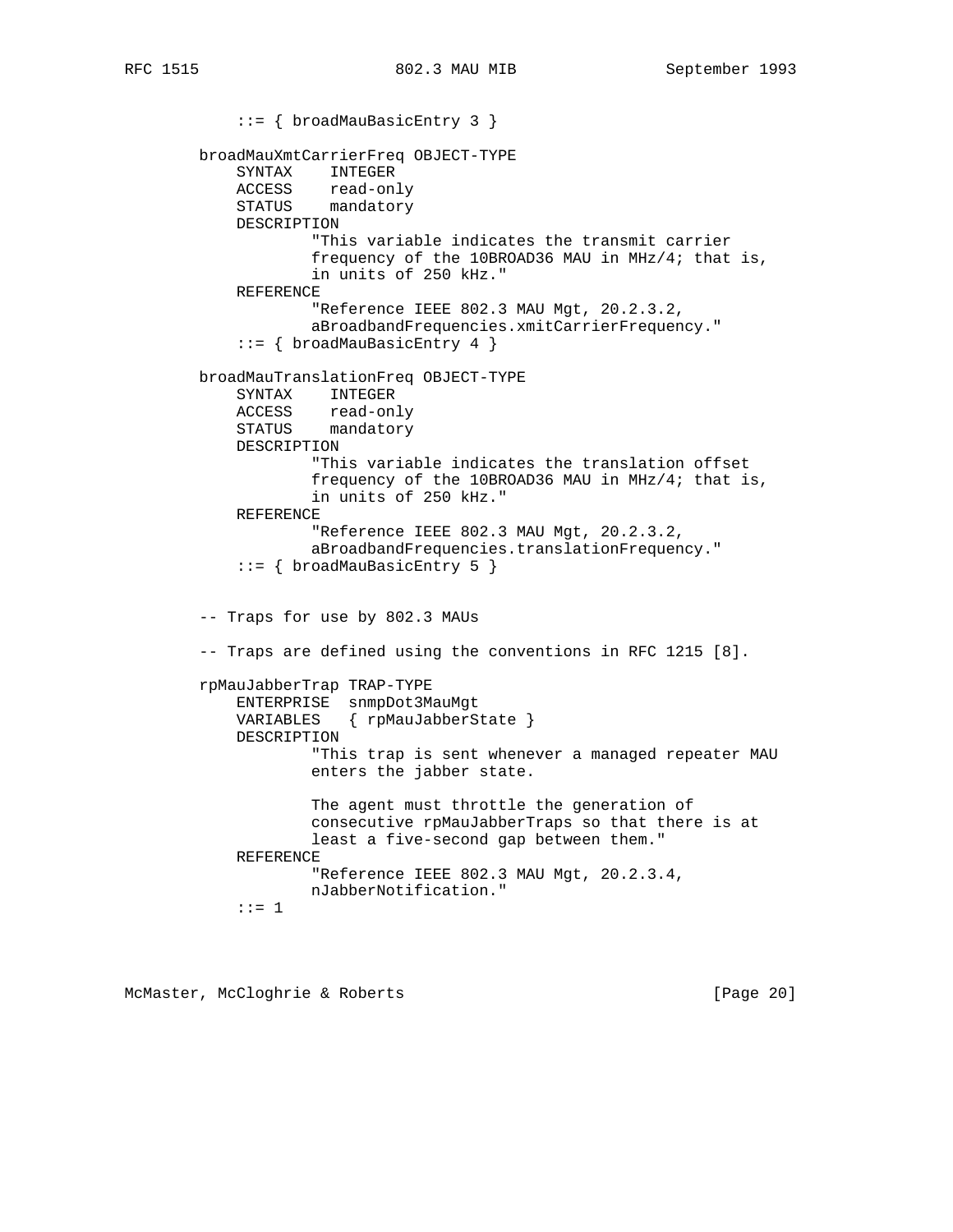```
            ::= { broadMauBasicEntry 3 }

        broadMauXmtCarrierFreq OBJECT-TYPE
            SYNTAX    INTEGER
            ACCESS    read-only
            STATUS    mandatory
            DESCRIPTION
                    "This variable indicates the transmit carrier
                    frequency of the 10BROAD36 MAU in MHz/4; that is,
                    in units of 250 kHz."
            REFERENCE
                    "Reference IEEE 802.3 MAU Mgt, 20.2.3.2,
                    aBroadbandFrequencies.xmitCarrierFrequency."
            ::= { broadMauBasicEntry 4 }

        broadMauTranslationFreq OBJECT-TYPE
            SYNTAX    INTEGER
            ACCESS    read-only
            STATUS    mandatory
            DESCRIPTION
                    "This variable indicates the translation offset
                    frequency of the 10BROAD36 MAU in MHz/4; that is,
                    in units of 250 kHz."
            REFERENCE
                    "Reference IEEE 802.3 MAU Mgt, 20.2.3.2,
                    aBroadbandFrequencies.translationFrequency."
            ::= { broadMauBasicEntry 5 }


        -- Traps for use by 802.3 MAUs

        -- Traps are defined using the conventions in RFC 1215 [8].

        rpMauJabberTrap TRAP-TYPE
            ENTERPRISE  snmpDot3MauMgt
            VARIABLES   { rpMauJabberState }
            DESCRIPTION
                    "This trap is sent whenever a managed repeater MAU
                    enters the jabber state.

                    The agent must throttle the generation of
                    consecutive rpMauJabberTraps so that there is at
                    least a five-second gap between them."
            REFERENCE
                    "Reference IEEE 802.3 MAU Mgt, 20.2.3.4,
                    nJabberNotification."
            ::= 1
```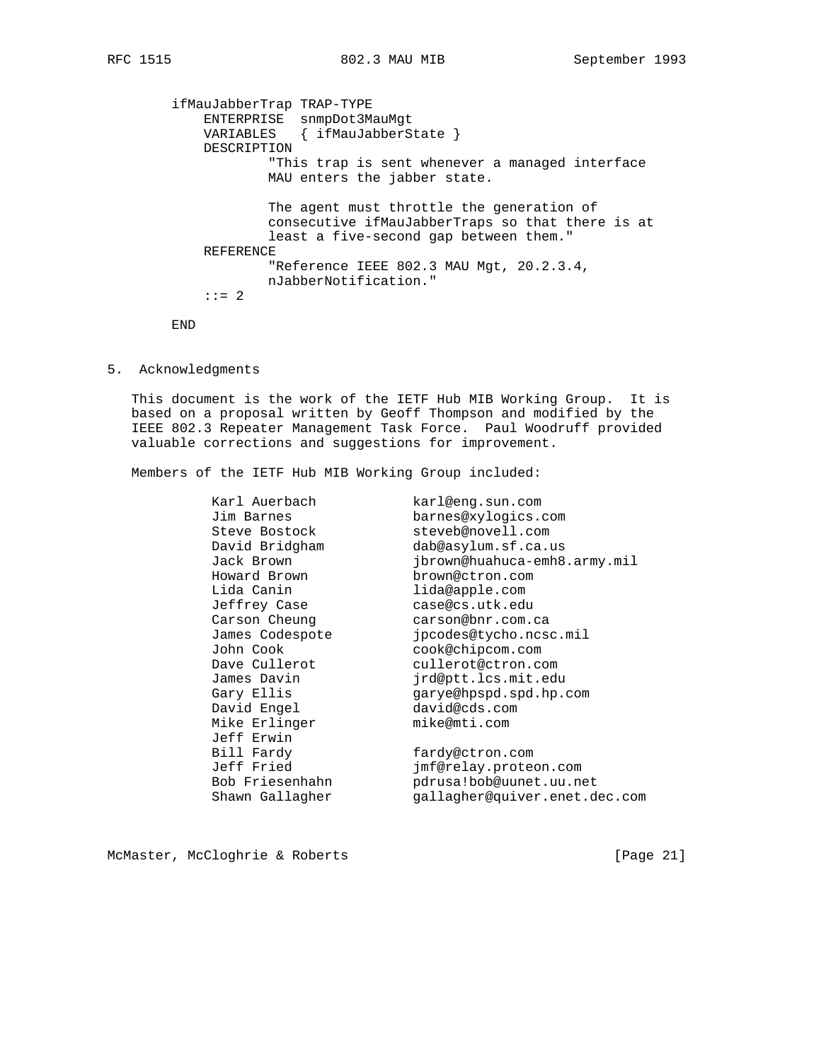```
ifMauJabberTrap TRAP-TYPE
    ENTERPRISE  snmpDot3MauMgt
    VARIABLES   { ifMauJabberState }
    DESCRIPTION
            "This trap is sent whenever a managed interface
            MAU enters the jabber state.

            The agent must throttle the generation of
            consecutive ifMauJabberTraps so that there is at
            least a five-second gap between them."
    REFERENCE
            "Reference IEEE 802.3 MAU Mgt, 20.2.3.4,
            nJabberNotification."
    ::= 2

END
```

## 5. Acknowledgments

This document is the work of the IETF Hub MIB Working Group. It is based on a proposal written by Geoff Thompson and modified by the IEEE 802.3 Repeater Management Task Force. Paul Woodruff provided valuable corrections and suggestions for improvement.

Members of the IETF Hub MIB Working Group included:

```
Karl Auerbach           karl@eng.sun.com
Jim Barnes              barnes@xylogics.com
Steve Bostock           steveb@novell.com
David Bridgham          dab@asylum.sf.ca.us
Jack Brown              jbrown@huahuca-emh8.army.mil
Howard Brown            brown@ctron.com
Lida Canin              lida@apple.com
Jeffrey Case            case@cs.utk.edu
Carson Cheung           carson@bnr.com.ca
James Codespote         jpcodes@tycho.ncsc.mil
John Cook               cook@chipcom.com
Dave Cullerot           cullerot@ctron.com
James Davin             jrd@ptt.lcs.mit.edu
Gary Ellis              garye@hpspd.spd.hp.com
David Engel             david@cds.com
Mike Erlinger           mike@mti.com
Jeff Erwin
Bill Fardy              fardy@ctron.com
Jeff Fried              jmf@relay.proteon.com
Bob Friesenhahn         pdrusa!bob@uunet.uu.net
Shawn Gallagher         gallagher@quiver.enet.dec.com
```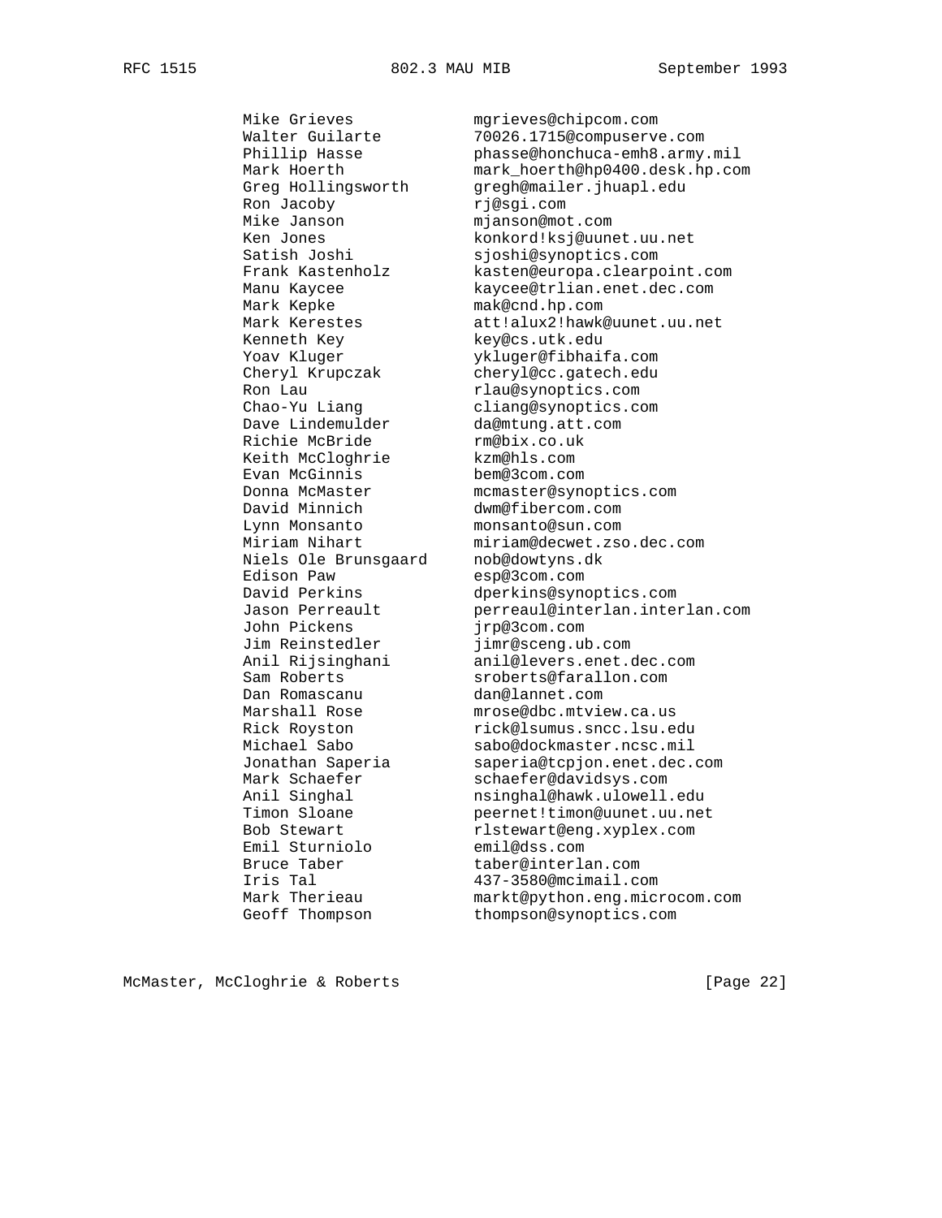```
     Mike Grieves            mgrieves@chipcom.com
     Walter Guilarte         70026.1715@compuserve.com
     Phillip Hasse           phasse@honchuca-emh8.army.mil
     Mark Hoerth             mark_hoerth@hp0400.desk.hp.com
     Greg Hollingsworth      gregh@mailer.jhuapl.edu
     Ron Jacoby              rj@sgi.com
     Mike Janson             mjanson@mot.com
     Ken Jones               konkord!ksj@uunet.uu.net
     Satish Joshi            sjoshi@synoptics.com
     Frank Kastenholz        kasten@europa.clearpoint.com
     Manu Kaycee             kaycee@trlian.enet.dec.com
     Mark Kepke              mak@cnd.hp.com
     Mark Kerestes           att!alux2!hawk@uunet.uu.net
     Kenneth Key             key@cs.utk.edu
     Yoav Kluger             ykluger@fibhaifa.com
     Cheryl Krupczak         cheryl@cc.gatech.edu
     Ron Lau                 rlau@synoptics.com
     Chao-Yu Liang           cliang@synoptics.com
     Dave Lindemulder        da@mtung.att.com
     Richie McBride          rm@bix.co.uk
     Keith McCloghrie        kzm@hls.com
     Evan McGinnis           bem@3com.com
     Donna McMaster          mcmaster@synoptics.com
     David Minnich           dwm@fibercom.com
     Lynn Monsanto           monsanto@sun.com
     Miriam Nihart           miriam@decwet.zso.dec.com
     Niels Ole Brunsgaard    nob@dowtyns.dk
     Edison Paw              esp@3com.com
     David Perkins           dperkins@synoptics.com
     Jason Perreault         perreaul@interlan.interlan.com
     John Pickens            jrp@3com.com
     Jim Reinstedler         jimr@sceng.ub.com
     Anil Rijsinghani        anil@levers.enet.dec.com
     Sam Roberts             sroberts@farallon.com
     Dan Romascanu           dan@lannet.com
     Marshall Rose           mrose@dbc.mtview.ca.us
     Rick Royston            rick@lsumus.sncc.lsu.edu
     Michael Sabo            sabo@dockmaster.ncsc.mil
     Jonathan Saperia        saperia@tcpjon.enet.dec.com
     Mark Schaefer           schaefer@davidsys.com
     Anil Singhal            nsinghal@hawk.ulowell.edu
     Timon Sloane            peernet!timon@uunet.uu.net
     Bob Stewart             rlstewart@eng.xyplex.com
     Emil Sturniolo          emil@dss.com
     Bruce Taber             taber@interlan.com
     Iris Tal                437-3580@mcimail.com
     Mark Therieau           markt@python.eng.microcom.com
     Geoff Thompson          thompson@synoptics.com
```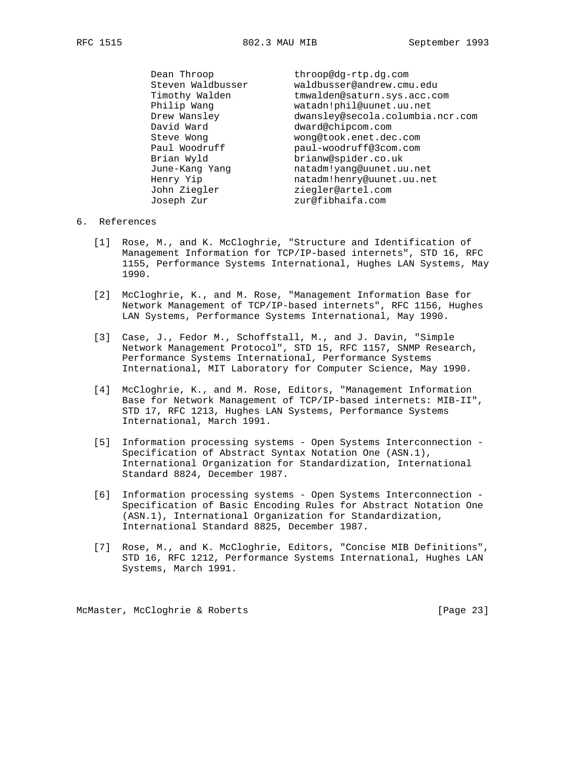| | |
|---|---|
| Dean Throop | throop@dg-rtp.dg.com |
| Steven Waldbusser | waldbusser@andrew.cmu.edu |
| Timothy Walden | tmwalden@saturn.sys.acc.com |
| Philip Wang | watadn!phil@uunet.uu.net |
| Drew Wansley | dwansley@secola.columbia.ncr.com |
| David Ward | dward@chipcom.com |
| Steve Wong | wong@took.enet.dec.com |
| Paul Woodruff | paul-woodruff@3com.com |
| Brian Wyld | brianw@spider.co.uk |
| June-Kang Yang | natadm!yang@uunet.uu.net |
| Henry Yip | natadm!henry@uunet.uu.net |
| John Ziegler | ziegler@artel.com |
| Joseph Zur | zur@fibhaifa.com |

## 6. References

[1] Rose, M., and K. McCloghrie, "Structure and Identification of Management Information for TCP/IP-based internets", STD 16, RFC 1155, Performance Systems International, Hughes LAN Systems, May 1990.

[2] McCloghrie, K., and M. Rose, "Management Information Base for Network Management of TCP/IP-based internets", RFC 1156, Hughes LAN Systems, Performance Systems International, May 1990.

[3] Case, J., Fedor M., Schoffstall, M., and J. Davin, "Simple Network Management Protocol", STD 15, RFC 1157, SNMP Research, Performance Systems International, Performance Systems International, MIT Laboratory for Computer Science, May 1990.

[4] McCloghrie, K., and M. Rose, Editors, "Management Information Base for Network Management of TCP/IP-based internets: MIB-II", STD 17, RFC 1213, Hughes LAN Systems, Performance Systems International, March 1991.

[5] Information processing systems - Open Systems Interconnection - Specification of Abstract Syntax Notation One (ASN.1), International Organization for Standardization, International Standard 8824, December 1987.

[6] Information processing systems - Open Systems Interconnection - Specification of Basic Encoding Rules for Abstract Notation One (ASN.1), International Organization for Standardization, International Standard 8825, December 1987.

[7] Rose, M., and K. McCloghrie, Editors, "Concise MIB Definitions", STD 16, RFC 1212, Performance Systems International, Hughes LAN Systems, March 1991.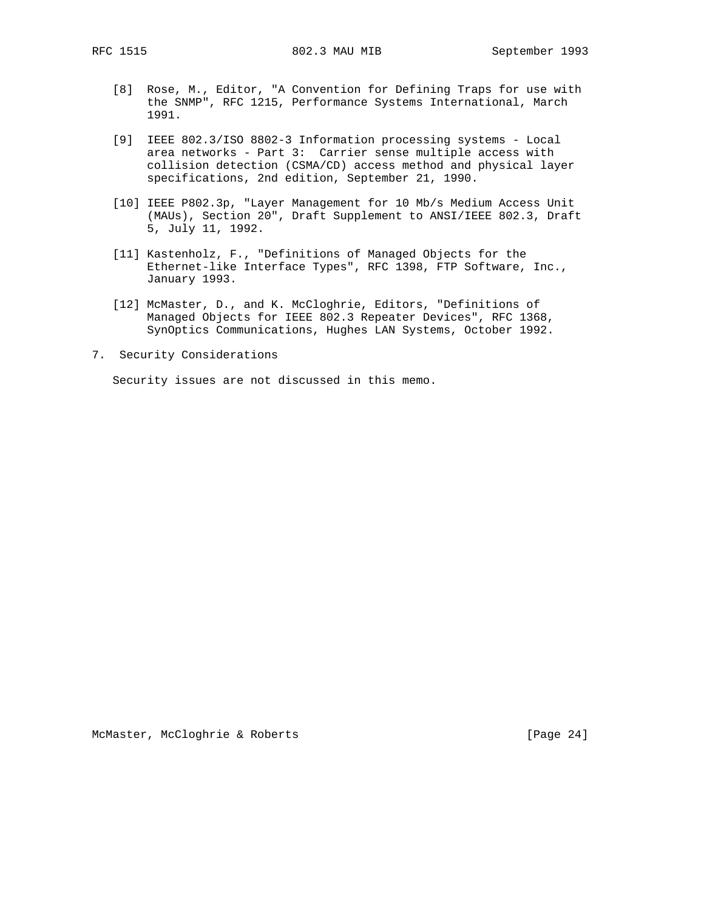[8] Rose, M., Editor, "A Convention for Defining Traps for use with the SNMP", RFC 1215, Performance Systems International, March 1991.

[9] IEEE 802.3/ISO 8802-3 Information processing systems - Local area networks - Part 3: Carrier sense multiple access with collision detection (CSMA/CD) access method and physical layer specifications, 2nd edition, September 21, 1990.

[10] IEEE P802.3p, "Layer Management for 10 Mb/s Medium Access Unit (MAUs), Section 20", Draft Supplement to ANSI/IEEE 802.3, Draft 5, July 11, 1992.

[11] Kastenholz, F., "Definitions of Managed Objects for the Ethernet-like Interface Types", RFC 1398, FTP Software, Inc., January 1993.

[12] McMaster, D., and K. McCloghrie, Editors, "Definitions of Managed Objects for IEEE 802.3 Repeater Devices", RFC 1368, SynOptics Communications, Hughes LAN Systems, October 1992.

## 7. Security Considerations

Security issues are not discussed in this memo.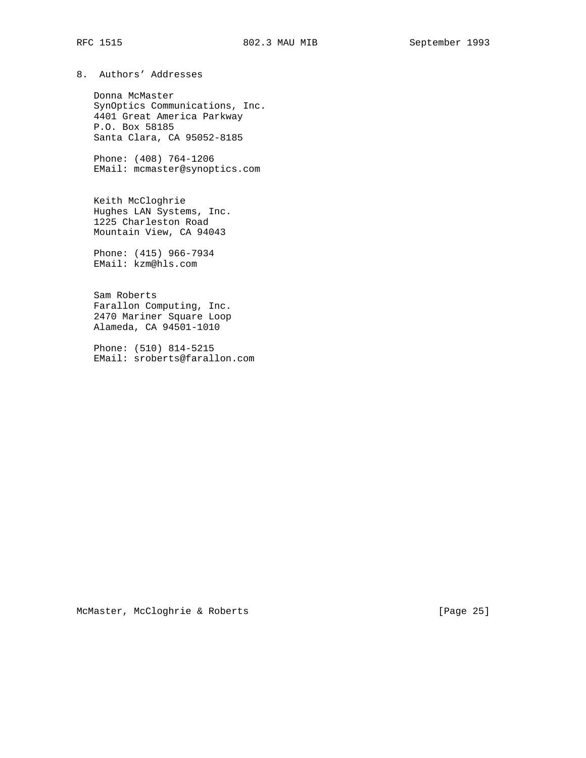## 8. Authors' Addresses

Donna McMaster
SynOptics Communications, Inc.
4401 Great America Parkway
P.O. Box 58185
Santa Clara, CA 95052-8185

Phone: (408) 764-1206
EMail: mcmaster@synoptics.com

Keith McCloghrie
Hughes LAN Systems, Inc.
1225 Charleston Road
Mountain View, CA 94043

Phone: (415) 966-7934
EMail: kzm@hls.com

Sam Roberts
Farallon Computing, Inc.
2470 Mariner Square Loop
Alameda, CA 94501-1010

Phone: (510) 814-5215
EMail: sroberts@farallon.com